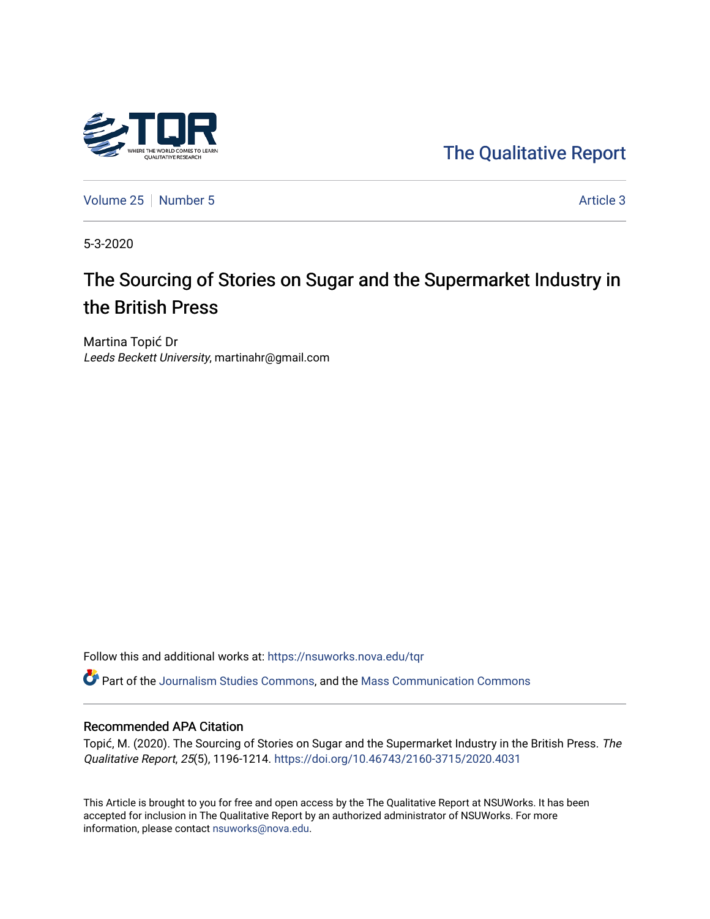The Qualitative Report

Volume 25 | Number 5 | Article 3

5-3-2020

# The Sourcing of Stories on Sugar and the Supermarket Industry in the British Press

Martina Topić Dr
*Leeds Beckett University*, martinahr@gmail.com

Follow this and additional works at: https://nsuworks.nova.edu/tqr

Part of the Journalism Studies Commons, and the Mass Communication Commons

## Recommended APA Citation

Topić, M. (2020). The Sourcing of Stories on Sugar and the Supermarket Industry in the British Press. *The Qualitative Report*, *25*(5), 1196-1214. https://doi.org/10.46743/2160-3715/2020.4031

This Article is brought to you for free and open access by the The Qualitative Report at NSUWorks. It has been accepted for inclusion in The Qualitative Report by an authorized administrator of NSUWorks. For more information, please contact nsuworks@nova.edu.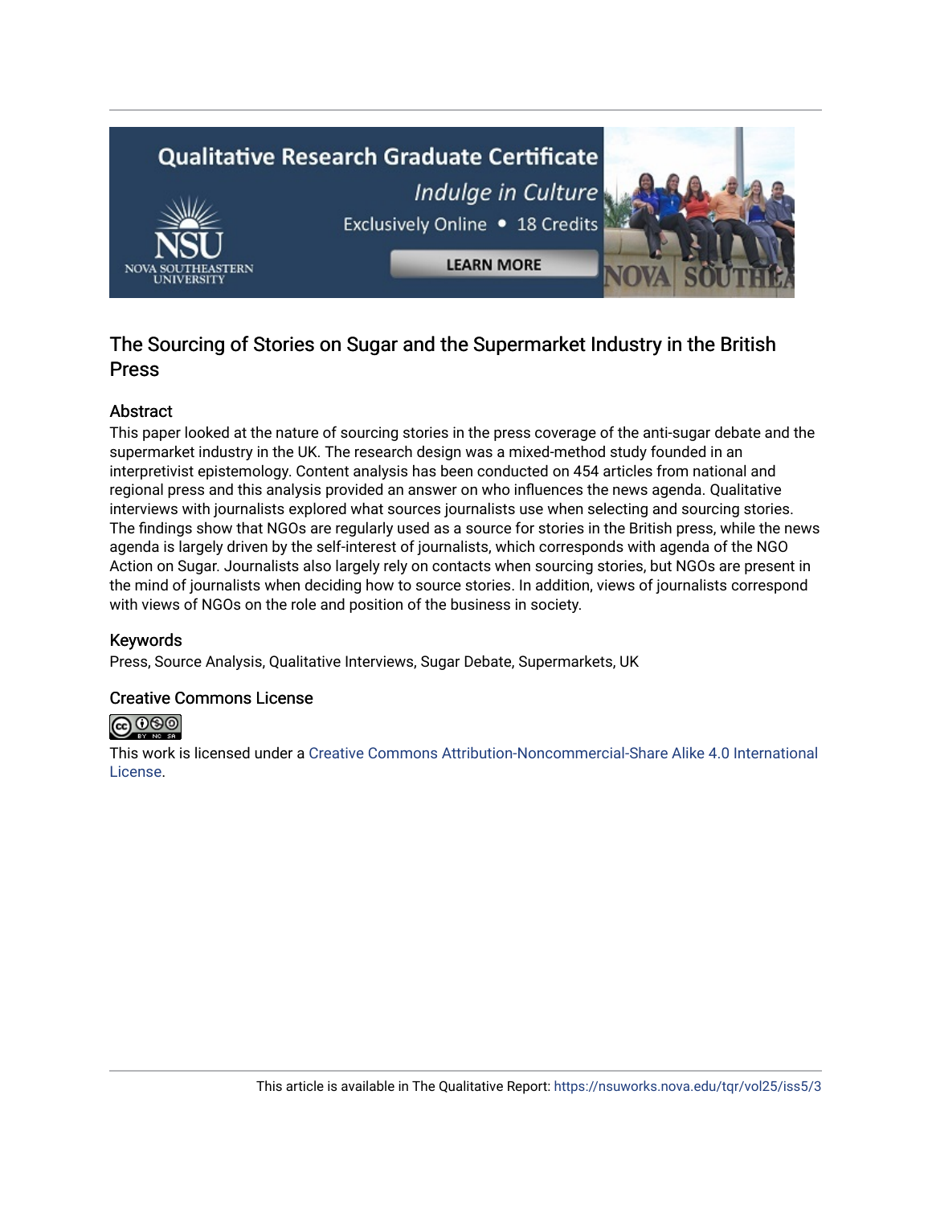## The Sourcing of Stories on Sugar and the Supermarket Industry in the British Press

### Abstract

This paper looked at the nature of sourcing stories in the press coverage of the anti-sugar debate and the supermarket industry in the UK. The research design was a mixed-method study founded in an interpretivist epistemology. Content analysis has been conducted on 454 articles from national and regional press and this analysis provided an answer on who influences the news agenda. Qualitative interviews with journalists explored what sources journalists use when selecting and sourcing stories. The findings show that NGOs are regularly used as a source for stories in the British press, while the news agenda is largely driven by the self-interest of journalists, which corresponds with agenda of the NGO Action on Sugar. Journalists also largely rely on contacts when sourcing stories, but NGOs are present in the mind of journalists when deciding how to source stories. In addition, views of journalists correspond with views of NGOs on the role and position of the business in society.

### Keywords

Press, Source Analysis, Qualitative Interviews, Sugar Debate, Supermarkets, UK

### Creative Commons License

This work is licensed under a Creative Commons Attribution-Noncommercial-Share Alike 4.0 International License.

This article is available in The Qualitative Report: https://nsuworks.nova.edu/tqr/vol25/iss5/3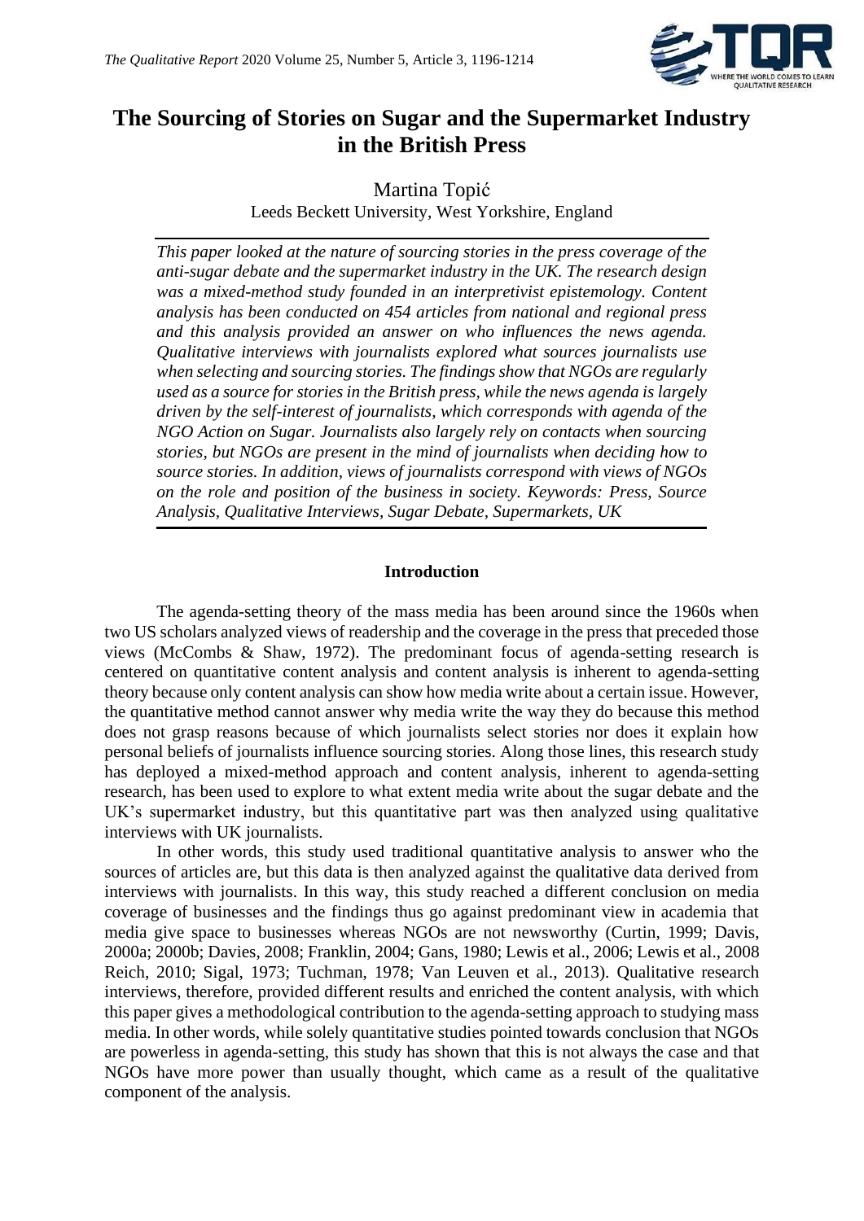# The Sourcing of Stories on Sugar and the Supermarket Industry in the British Press

Martina Topić

Leeds Beckett University, West Yorkshire, England

*This paper looked at the nature of sourcing stories in the press coverage of the anti-sugar debate and the supermarket industry in the UK. The research design was a mixed-method study founded in an interpretivist epistemology. Content analysis has been conducted on 454 articles from national and regional press and this analysis provided an answer on who influences the news agenda. Qualitative interviews with journalists explored what sources journalists use when selecting and sourcing stories. The findings show that NGOs are regularly used as a source for stories in the British press, while the news agenda is largely driven by the self-interest of journalists, which corresponds with agenda of the NGO Action on Sugar. Journalists also largely rely on contacts when sourcing stories, but NGOs are present in the mind of journalists when deciding how to source stories. In addition, views of journalists correspond with views of NGOs on the role and position of the business in society. Keywords: Press, Source Analysis, Qualitative Interviews, Sugar Debate, Supermarkets, UK*

## Introduction

The agenda-setting theory of the mass media has been around since the 1960s when two US scholars analyzed views of readership and the coverage in the press that preceded those views (McCombs & Shaw, 1972). The predominant focus of agenda-setting research is centered on quantitative content analysis and content analysis is inherent to agenda-setting theory because only content analysis can show how media write about a certain issue. However, the quantitative method cannot answer why media write the way they do because this method does not grasp reasons because of which journalists select stories nor does it explain how personal beliefs of journalists influence sourcing stories. Along those lines, this research study has deployed a mixed-method approach and content analysis, inherent to agenda-setting research, has been used to explore to what extent media write about the sugar debate and the UK's supermarket industry, but this quantitative part was then analyzed using qualitative interviews with UK journalists.

In other words, this study used traditional quantitative analysis to answer who the sources of articles are, but this data is then analyzed against the qualitative data derived from interviews with journalists. In this way, this study reached a different conclusion on media coverage of businesses and the findings thus go against predominant view in academia that media give space to businesses whereas NGOs are not newsworthy (Curtin, 1999; Davis, 2000a; 2000b; Davies, 2008; Franklin, 2004; Gans, 1980; Lewis et al., 2006; Lewis et al., 2008 Reich, 2010; Sigal, 1973; Tuchman, 1978; Van Leuven et al., 2013). Qualitative research interviews, therefore, provided different results and enriched the content analysis, with which this paper gives a methodological contribution to the agenda-setting approach to studying mass media. In other words, while solely quantitative studies pointed towards conclusion that NGOs are powerless in agenda-setting, this study has shown that this is not always the case and that NGOs have more power than usually thought, which came as a result of the qualitative component of the analysis.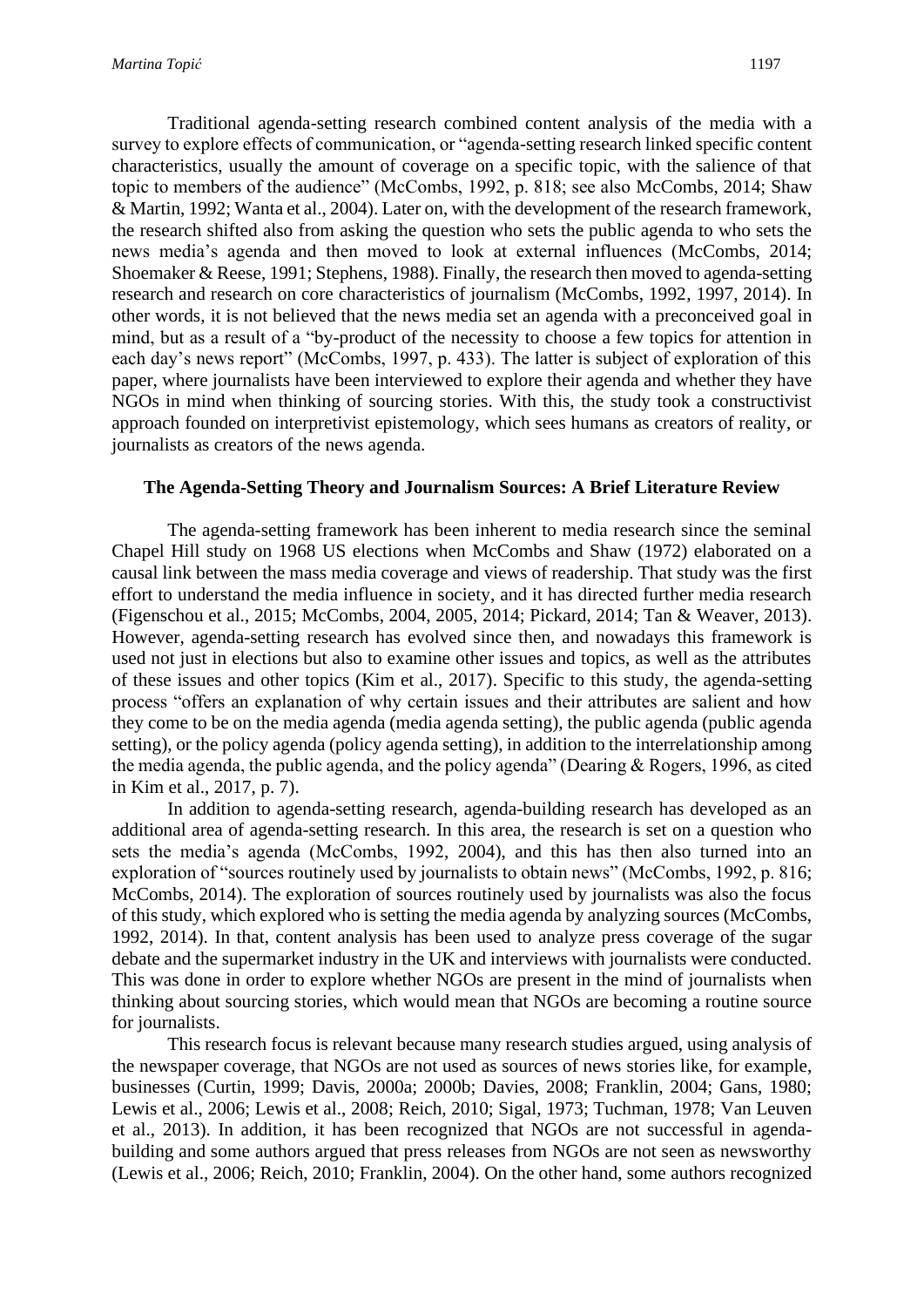Traditional agenda-setting research combined content analysis of the media with a survey to explore effects of communication, or "agenda-setting research linked specific content characteristics, usually the amount of coverage on a specific topic, with the salience of that topic to members of the audience" (McCombs, 1992, p. 818; see also McCombs, 2014; Shaw & Martin, 1992; Wanta et al., 2004). Later on, with the development of the research framework, the research shifted also from asking the question who sets the public agenda to who sets the news media's agenda and then moved to look at external influences (McCombs, 2014; Shoemaker & Reese, 1991; Stephens, 1988). Finally, the research then moved to agenda-setting research and research on core characteristics of journalism (McCombs, 1992, 1997, 2014). In other words, it is not believed that the news media set an agenda with a preconceived goal in mind, but as a result of a "by-product of the necessity to choose a few topics for attention in each day's news report" (McCombs, 1997, p. 433). The latter is subject of exploration of this paper, where journalists have been interviewed to explore their agenda and whether they have NGOs in mind when thinking of sourcing stories. With this, the study took a constructivist approach founded on interpretivist epistemology, which sees humans as creators of reality, or journalists as creators of the news agenda.

## The Agenda-Setting Theory and Journalism Sources: A Brief Literature Review

The agenda-setting framework has been inherent to media research since the seminal Chapel Hill study on 1968 US elections when McCombs and Shaw (1972) elaborated on a causal link between the mass media coverage and views of readership. That study was the first effort to understand the media influence in society, and it has directed further media research (Figenschou et al., 2015; McCombs, 2004, 2005, 2014; Pickard, 2014; Tan & Weaver, 2013). However, agenda-setting research has evolved since then, and nowadays this framework is used not just in elections but also to examine other issues and topics, as well as the attributes of these issues and other topics (Kim et al., 2017). Specific to this study, the agenda-setting process "offers an explanation of why certain issues and their attributes are salient and how they come to be on the media agenda (media agenda setting), the public agenda (public agenda setting), or the policy agenda (policy agenda setting), in addition to the interrelationship among the media agenda, the public agenda, and the policy agenda" (Dearing & Rogers, 1996, as cited in Kim et al., 2017, p. 7).

In addition to agenda-setting research, agenda-building research has developed as an additional area of agenda-setting research. In this area, the research is set on a question who sets the media's agenda (McCombs, 1992, 2004), and this has then also turned into an exploration of "sources routinely used by journalists to obtain news" (McCombs, 1992, p. 816; McCombs, 2014). The exploration of sources routinely used by journalists was also the focus of this study, which explored who is setting the media agenda by analyzing sources (McCombs, 1992, 2014). In that, content analysis has been used to analyze press coverage of the sugar debate and the supermarket industry in the UK and interviews with journalists were conducted. This was done in order to explore whether NGOs are present in the mind of journalists when thinking about sourcing stories, which would mean that NGOs are becoming a routine source for journalists.

This research focus is relevant because many research studies argued, using analysis of the newspaper coverage, that NGOs are not used as sources of news stories like, for example, businesses (Curtin, 1999; Davis, 2000a; 2000b; Davies, 2008; Franklin, 2004; Gans, 1980; Lewis et al., 2006; Lewis et al., 2008; Reich, 2010; Sigal, 1973; Tuchman, 1978; Van Leuven et al., 2013). In addition, it has been recognized that NGOs are not successful in agenda-building and some authors argued that press releases from NGOs are not seen as newsworthy (Lewis et al., 2006; Reich, 2010; Franklin, 2004). On the other hand, some authors recognized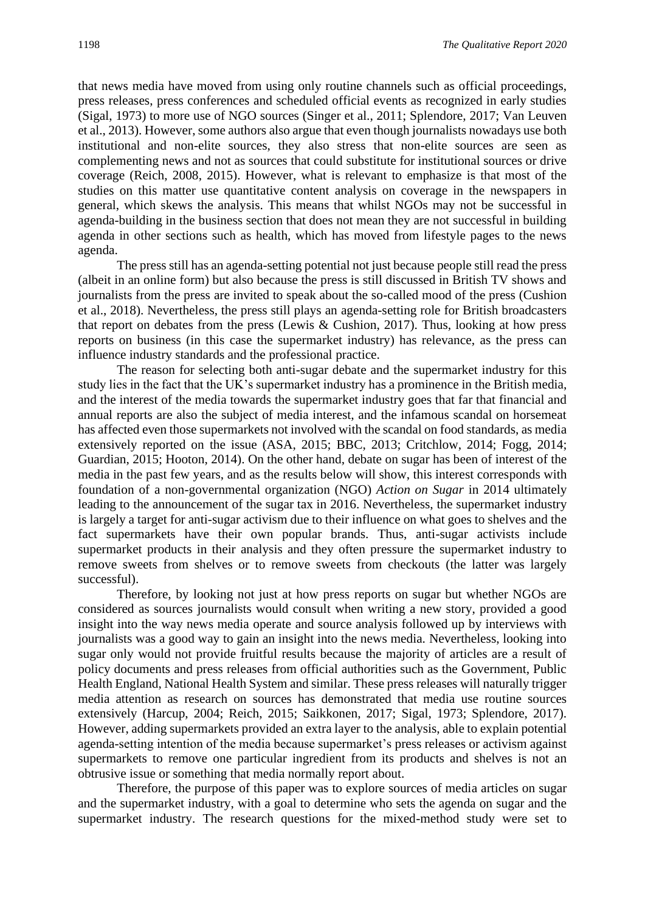that news media have moved from using only routine channels such as official proceedings, press releases, press conferences and scheduled official events as recognized in early studies (Sigal, 1973) to more use of NGO sources (Singer et al., 2011; Splendore, 2017; Van Leuven et al., 2013). However, some authors also argue that even though journalists nowadays use both institutional and non-elite sources, they also stress that non-elite sources are seen as complementing news and not as sources that could substitute for institutional sources or drive coverage (Reich, 2008, 2015). However, what is relevant to emphasize is that most of the studies on this matter use quantitative content analysis on coverage in the newspapers in general, which skews the analysis. This means that whilst NGOs may not be successful in agenda-building in the business section that does not mean they are not successful in building agenda in other sections such as health, which has moved from lifestyle pages to the news agenda.

The press still has an agenda-setting potential not just because people still read the press (albeit in an online form) but also because the press is still discussed in British TV shows and journalists from the press are invited to speak about the so-called mood of the press (Cushion et al., 2018). Nevertheless, the press still plays an agenda-setting role for British broadcasters that report on debates from the press (Lewis & Cushion, 2017). Thus, looking at how press reports on business (in this case the supermarket industry) has relevance, as the press can influence industry standards and the professional practice.

The reason for selecting both anti-sugar debate and the supermarket industry for this study lies in the fact that the UK's supermarket industry has a prominence in the British media, and the interest of the media towards the supermarket industry goes that far that financial and annual reports are also the subject of media interest, and the infamous scandal on horsemeat has affected even those supermarkets not involved with the scandal on food standards, as media extensively reported on the issue (ASA, 2015; BBC, 2013; Critchlow, 2014; Fogg, 2014; Guardian, 2015; Hooton, 2014). On the other hand, debate on sugar has been of interest of the media in the past few years, and as the results below will show, this interest corresponds with foundation of a non-governmental organization (NGO) *Action on Sugar* in 2014 ultimately leading to the announcement of the sugar tax in 2016. Nevertheless, the supermarket industry is largely a target for anti-sugar activism due to their influence on what goes to shelves and the fact supermarkets have their own popular brands. Thus, anti-sugar activists include supermarket products in their analysis and they often pressure the supermarket industry to remove sweets from shelves or to remove sweets from checkouts (the latter was largely successful).

Therefore, by looking not just at how press reports on sugar but whether NGOs are considered as sources journalists would consult when writing a new story, provided a good insight into the way news media operate and source analysis followed up by interviews with journalists was a good way to gain an insight into the news media. Nevertheless, looking into sugar only would not provide fruitful results because the majority of articles are a result of policy documents and press releases from official authorities such as the Government, Public Health England, National Health System and similar. These press releases will naturally trigger media attention as research on sources has demonstrated that media use routine sources extensively (Harcup, 2004; Reich, 2015; Saikkonen, 2017; Sigal, 1973; Splendore, 2017). However, adding supermarkets provided an extra layer to the analysis, able to explain potential agenda-setting intention of the media because supermarket's press releases or activism against supermarkets to remove one particular ingredient from its products and shelves is not an obtrusive issue or something that media normally report about.

Therefore, the purpose of this paper was to explore sources of media articles on sugar and the supermarket industry, with a goal to determine who sets the agenda on sugar and the supermarket industry. The research questions for the mixed-method study were set to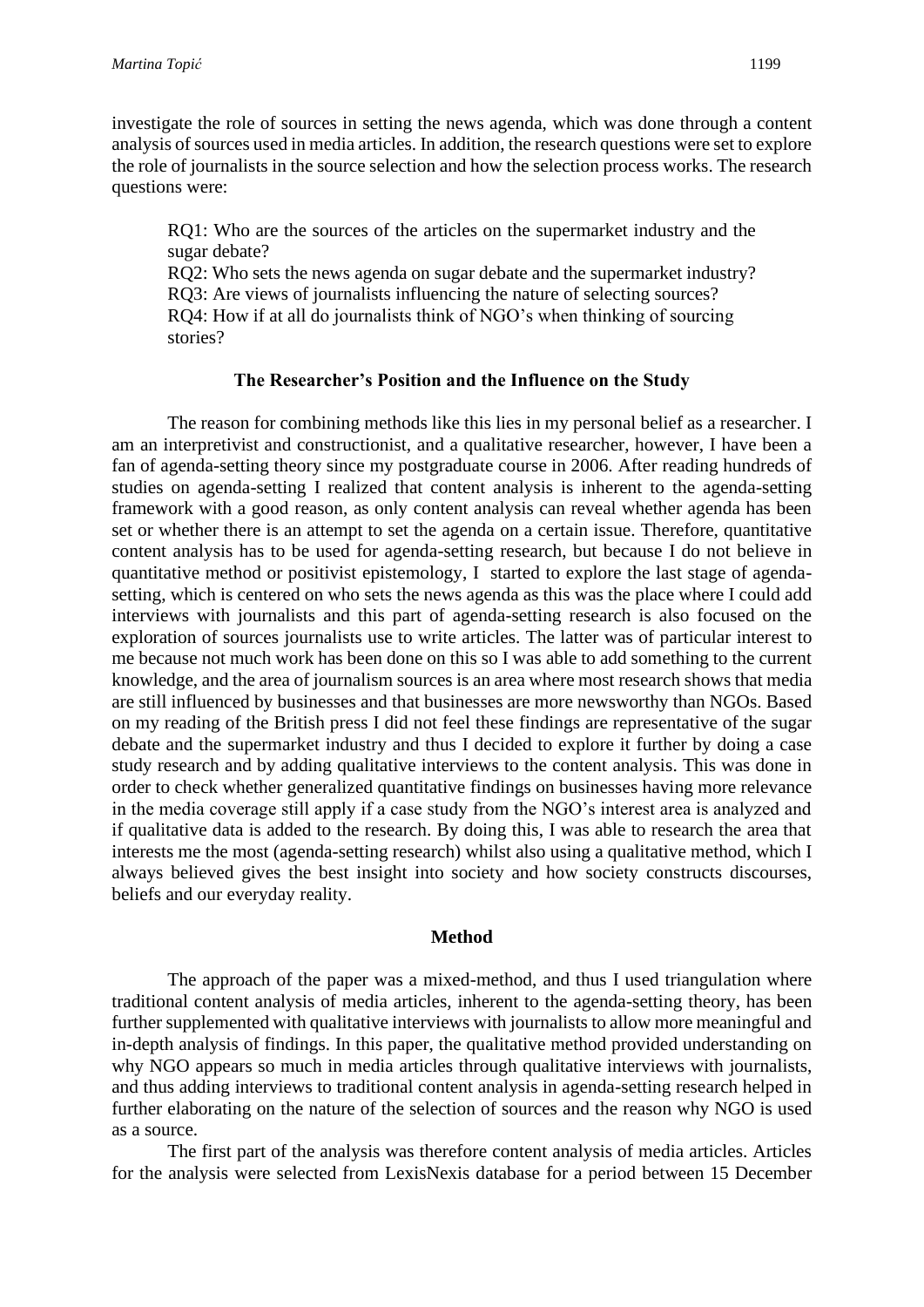investigate the role of sources in setting the news agenda, which was done through a content analysis of sources used in media articles. In addition, the research questions were set to explore the role of journalists in the source selection and how the selection process works. The research questions were:

> RQ1: Who are the sources of the articles on the supermarket industry and the sugar debate?
> RQ2: Who sets the news agenda on sugar debate and the supermarket industry?
> RQ3: Are views of journalists influencing the nature of selecting sources?
> RQ4: How if at all do journalists think of NGO's when thinking of sourcing stories?

## The Researcher's Position and the Influence on the Study

The reason for combining methods like this lies in my personal belief as a researcher. I am an interpretivist and constructionist, and a qualitative researcher, however, I have been a fan of agenda-setting theory since my postgraduate course in 2006. After reading hundreds of studies on agenda-setting I realized that content analysis is inherent to the agenda-setting framework with a good reason, as only content analysis can reveal whether agenda has been set or whether there is an attempt to set the agenda on a certain issue. Therefore, quantitative content analysis has to be used for agenda-setting research, but because I do not believe in quantitative method or positivist epistemology, I started to explore the last stage of agenda-setting, which is centered on who sets the news agenda as this was the place where I could add interviews with journalists and this part of agenda-setting research is also focused on the exploration of sources journalists use to write articles. The latter was of particular interest to me because not much work has been done on this so I was able to add something to the current knowledge, and the area of journalism sources is an area where most research shows that media are still influenced by businesses and that businesses are more newsworthy than NGOs. Based on my reading of the British press I did not feel these findings are representative of the sugar debate and the supermarket industry and thus I decided to explore it further by doing a case study research and by adding qualitative interviews to the content analysis. This was done in order to check whether generalized quantitative findings on businesses having more relevance in the media coverage still apply if a case study from the NGO's interest area is analyzed and if qualitative data is added to the research. By doing this, I was able to research the area that interests me the most (agenda-setting research) whilst also using a qualitative method, which I always believed gives the best insight into society and how society constructs discourses, beliefs and our everyday reality.

## Method

The approach of the paper was a mixed-method, and thus I used triangulation where traditional content analysis of media articles, inherent to the agenda-setting theory, has been further supplemented with qualitative interviews with journalists to allow more meaningful and in-depth analysis of findings. In this paper, the qualitative method provided understanding on why NGO appears so much in media articles through qualitative interviews with journalists, and thus adding interviews to traditional content analysis in agenda-setting research helped in further elaborating on the nature of the selection of sources and the reason why NGO is used as a source.

The first part of the analysis was therefore content analysis of media articles. Articles for the analysis were selected from LexisNexis database for a period between 15 December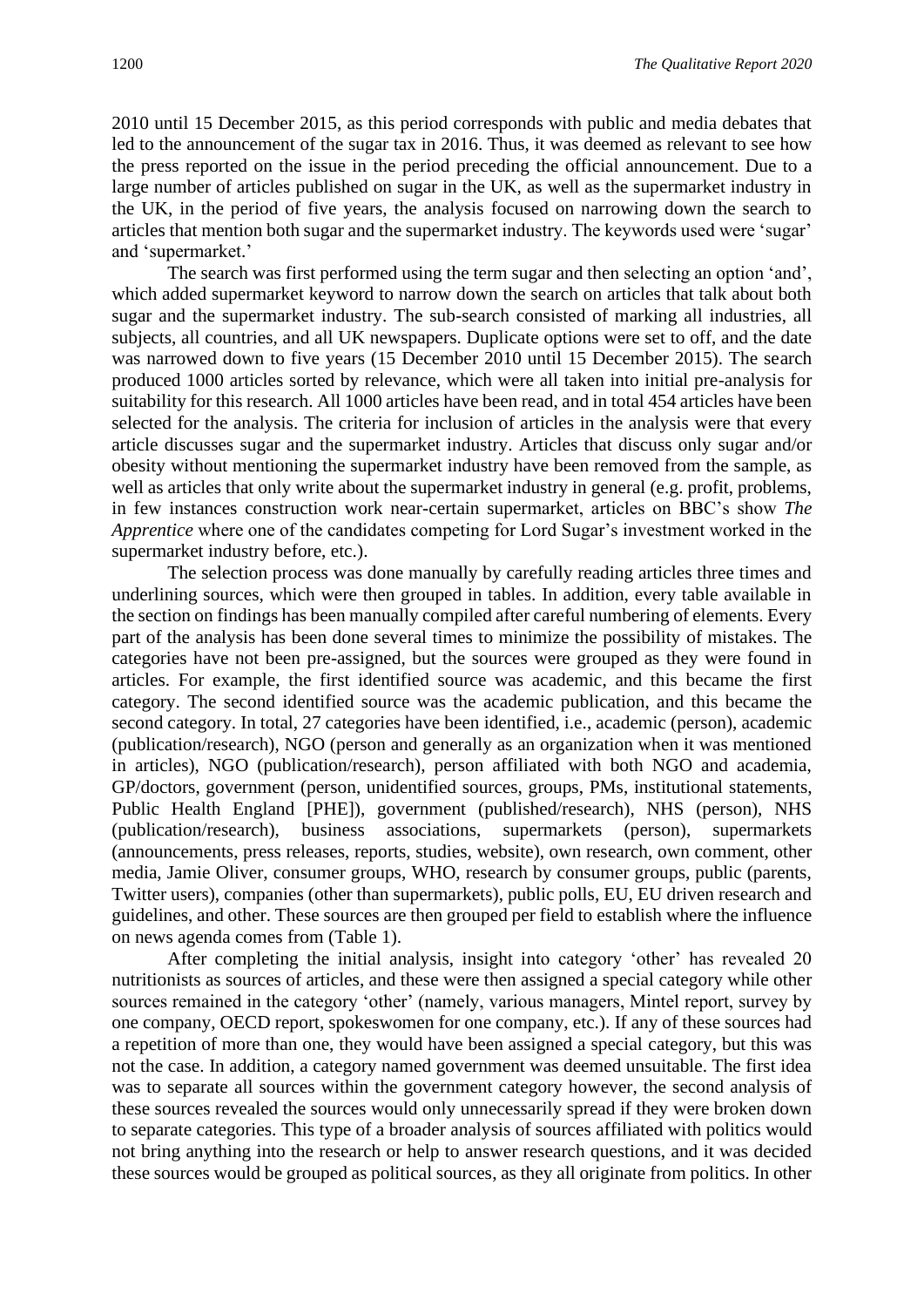2010 until 15 December 2015, as this period corresponds with public and media debates that led to the announcement of the sugar tax in 2016. Thus, it was deemed as relevant to see how the press reported on the issue in the period preceding the official announcement. Due to a large number of articles published on sugar in the UK, as well as the supermarket industry in the UK, in the period of five years, the analysis focused on narrowing down the search to articles that mention both sugar and the supermarket industry. The keywords used were 'sugar' and 'supermarket.'

The search was first performed using the term sugar and then selecting an option 'and', which added supermarket keyword to narrow down the search on articles that talk about both sugar and the supermarket industry. The sub-search consisted of marking all industries, all subjects, all countries, and all UK newspapers. Duplicate options were set to off, and the date was narrowed down to five years (15 December 2010 until 15 December 2015). The search produced 1000 articles sorted by relevance, which were all taken into initial pre-analysis for suitability for this research. All 1000 articles have been read, and in total 454 articles have been selected for the analysis. The criteria for inclusion of articles in the analysis were that every article discusses sugar and the supermarket industry. Articles that discuss only sugar and/or obesity without mentioning the supermarket industry have been removed from the sample, as well as articles that only write about the supermarket industry in general (e.g. profit, problems, in few instances construction work near-certain supermarket, articles on BBC's show *The Apprentice* where one of the candidates competing for Lord Sugar's investment worked in the supermarket industry before, etc.).

The selection process was done manually by carefully reading articles three times and underlining sources, which were then grouped in tables. In addition, every table available in the section on findings has been manually compiled after careful numbering of elements. Every part of the analysis has been done several times to minimize the possibility of mistakes. The categories have not been pre-assigned, but the sources were grouped as they were found in articles. For example, the first identified source was academic, and this became the first category. The second identified source was the academic publication, and this became the second category. In total, 27 categories have been identified, i.e., academic (person), academic (publication/research), NGO (person and generally as an organization when it was mentioned in articles), NGO (publication/research), person affiliated with both NGO and academia, GP/doctors, government (person, unidentified sources, groups, PMs, institutional statements, Public Health England [PHE]), government (published/research), NHS (person), NHS (publication/research), business associations, supermarkets (person), supermarkets (announcements, press releases, reports, studies, website), own research, own comment, other media, Jamie Oliver, consumer groups, WHO, research by consumer groups, public (parents, Twitter users), companies (other than supermarkets), public polls, EU, EU driven research and guidelines, and other. These sources are then grouped per field to establish where the influence on news agenda comes from (Table 1).

After completing the initial analysis, insight into category 'other' has revealed 20 nutritionists as sources of articles, and these were then assigned a special category while other sources remained in the category 'other' (namely, various managers, Mintel report, survey by one company, OECD report, spokeswomen for one company, etc.). If any of these sources had a repetition of more than one, they would have been assigned a special category, but this was not the case. In addition, a category named government was deemed unsuitable. The first idea was to separate all sources within the government category however, the second analysis of these sources revealed the sources would only unnecessarily spread if they were broken down to separate categories. This type of a broader analysis of sources affiliated with politics would not bring anything into the research or help to answer research questions, and it was decided these sources would be grouped as political sources, as they all originate from politics. In other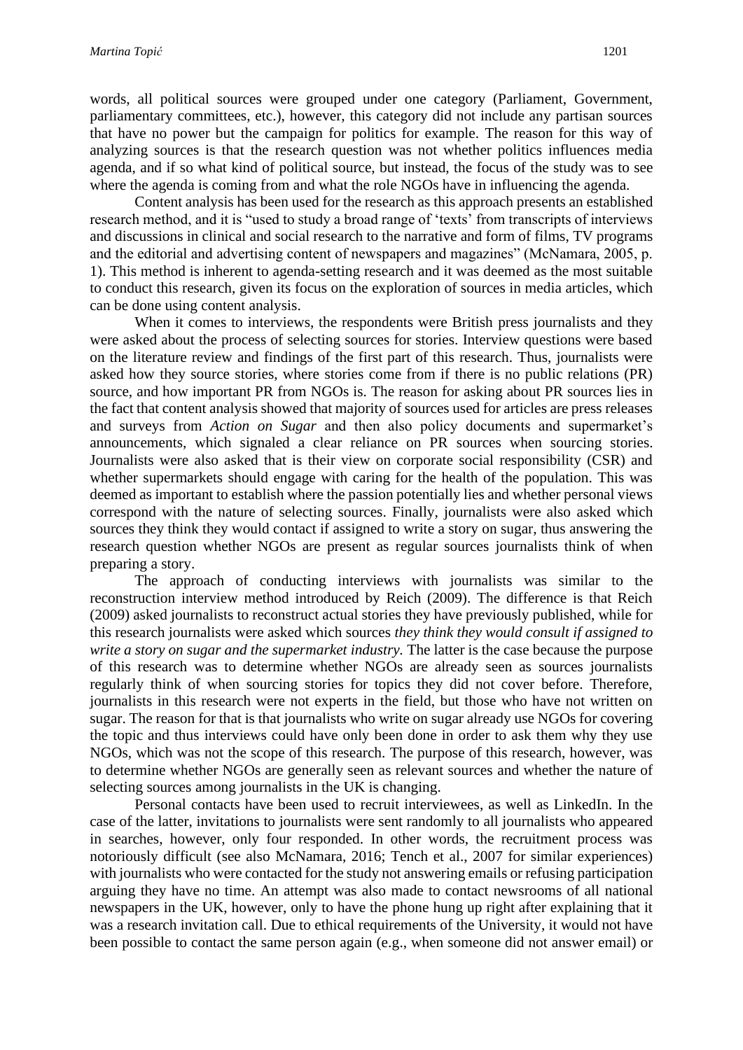words, all political sources were grouped under one category (Parliament, Government, parliamentary committees, etc.), however, this category did not include any partisan sources that have no power but the campaign for politics for example. The reason for this way of analyzing sources is that the research question was not whether politics influences media agenda, and if so what kind of political source, but instead, the focus of the study was to see where the agenda is coming from and what the role NGOs have in influencing the agenda.

Content analysis has been used for the research as this approach presents an established research method, and it is "used to study a broad range of 'texts' from transcripts of interviews and discussions in clinical and social research to the narrative and form of films, TV programs and the editorial and advertising content of newspapers and magazines" (McNamara, 2005, p. 1). This method is inherent to agenda-setting research and it was deemed as the most suitable to conduct this research, given its focus on the exploration of sources in media articles, which can be done using content analysis.

When it comes to interviews, the respondents were British press journalists and they were asked about the process of selecting sources for stories. Interview questions were based on the literature review and findings of the first part of this research. Thus, journalists were asked how they source stories, where stories come from if there is no public relations (PR) source, and how important PR from NGOs is. The reason for asking about PR sources lies in the fact that content analysis showed that majority of sources used for articles are press releases and surveys from *Action on Sugar* and then also policy documents and supermarket's announcements, which signaled a clear reliance on PR sources when sourcing stories. Journalists were also asked that is their view on corporate social responsibility (CSR) and whether supermarkets should engage with caring for the health of the population. This was deemed as important to establish where the passion potentially lies and whether personal views correspond with the nature of selecting sources. Finally, journalists were also asked which sources they think they would contact if assigned to write a story on sugar, thus answering the research question whether NGOs are present as regular sources journalists think of when preparing a story.

The approach of conducting interviews with journalists was similar to the reconstruction interview method introduced by Reich (2009). The difference is that Reich (2009) asked journalists to reconstruct actual stories they have previously published, while for this research journalists were asked which sources *they think they would consult if assigned to write a story on sugar and the supermarket industry.* The latter is the case because the purpose of this research was to determine whether NGOs are already seen as sources journalists regularly think of when sourcing stories for topics they did not cover before. Therefore, journalists in this research were not experts in the field, but those who have not written on sugar. The reason for that is that journalists who write on sugar already use NGOs for covering the topic and thus interviews could have only been done in order to ask them why they use NGOs, which was not the scope of this research. The purpose of this research, however, was to determine whether NGOs are generally seen as relevant sources and whether the nature of selecting sources among journalists in the UK is changing.

Personal contacts have been used to recruit interviewees, as well as LinkedIn. In the case of the latter, invitations to journalists were sent randomly to all journalists who appeared in searches, however, only four responded. In other words, the recruitment process was notoriously difficult (see also McNamara, 2016; Tench et al., 2007 for similar experiences) with journalists who were contacted for the study not answering emails or refusing participation arguing they have no time. An attempt was also made to contact newsrooms of all national newspapers in the UK, however, only to have the phone hung up right after explaining that it was a research invitation call. Due to ethical requirements of the University, it would not have been possible to contact the same person again (e.g., when someone did not answer email) or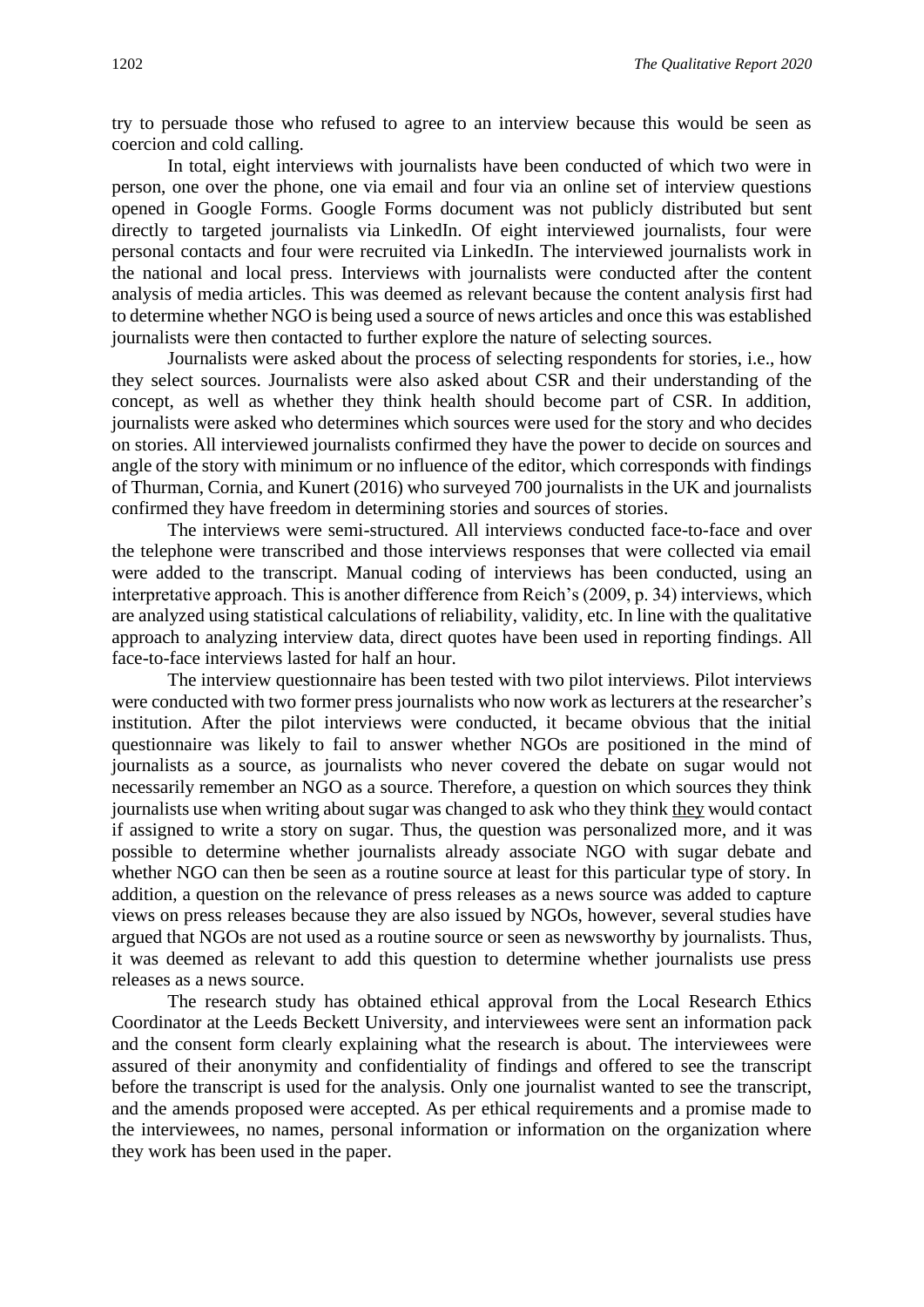try to persuade those who refused to agree to an interview because this would be seen as coercion and cold calling.

In total, eight interviews with journalists have been conducted of which two were in person, one over the phone, one via email and four via an online set of interview questions opened in Google Forms. Google Forms document was not publicly distributed but sent directly to targeted journalists via LinkedIn. Of eight interviewed journalists, four were personal contacts and four were recruited via LinkedIn. The interviewed journalists work in the national and local press. Interviews with journalists were conducted after the content analysis of media articles. This was deemed as relevant because the content analysis first had to determine whether NGO is being used a source of news articles and once this was established journalists were then contacted to further explore the nature of selecting sources.

Journalists were asked about the process of selecting respondents for stories, i.e., how they select sources. Journalists were also asked about CSR and their understanding of the concept, as well as whether they think health should become part of CSR. In addition, journalists were asked who determines which sources were used for the story and who decides on stories. All interviewed journalists confirmed they have the power to decide on sources and angle of the story with minimum or no influence of the editor, which corresponds with findings of Thurman, Cornia, and Kunert (2016) who surveyed 700 journalists in the UK and journalists confirmed they have freedom in determining stories and sources of stories.

The interviews were semi-structured. All interviews conducted face-to-face and over the telephone were transcribed and those interviews responses that were collected via email were added to the transcript. Manual coding of interviews has been conducted, using an interpretative approach. This is another difference from Reich's (2009, p. 34) interviews, which are analyzed using statistical calculations of reliability, validity, etc. In line with the qualitative approach to analyzing interview data, direct quotes have been used in reporting findings. All face-to-face interviews lasted for half an hour.

The interview questionnaire has been tested with two pilot interviews. Pilot interviews were conducted with two former press journalists who now work as lecturers at the researcher's institution. After the pilot interviews were conducted, it became obvious that the initial questionnaire was likely to fail to answer whether NGOs are positioned in the mind of journalists as a source, as journalists who never covered the debate on sugar would not necessarily remember an NGO as a source. Therefore, a question on which sources they think journalists use when writing about sugar was changed to ask who they think <u>they</u> would contact if assigned to write a story on sugar. Thus, the question was personalized more, and it was possible to determine whether journalists already associate NGO with sugar debate and whether NGO can then be seen as a routine source at least for this particular type of story. In addition, a question on the relevance of press releases as a news source was added to capture views on press releases because they are also issued by NGOs, however, several studies have argued that NGOs are not used as a routine source or seen as newsworthy by journalists. Thus, it was deemed as relevant to add this question to determine whether journalists use press releases as a news source.

The research study has obtained ethical approval from the Local Research Ethics Coordinator at the Leeds Beckett University, and interviewees were sent an information pack and the consent form clearly explaining what the research is about. The interviewees were assured of their anonymity and confidentiality of findings and offered to see the transcript before the transcript is used for the analysis. Only one journalist wanted to see the transcript, and the amends proposed were accepted. As per ethical requirements and a promise made to the interviewees, no names, personal information or information on the organization where they work has been used in the paper.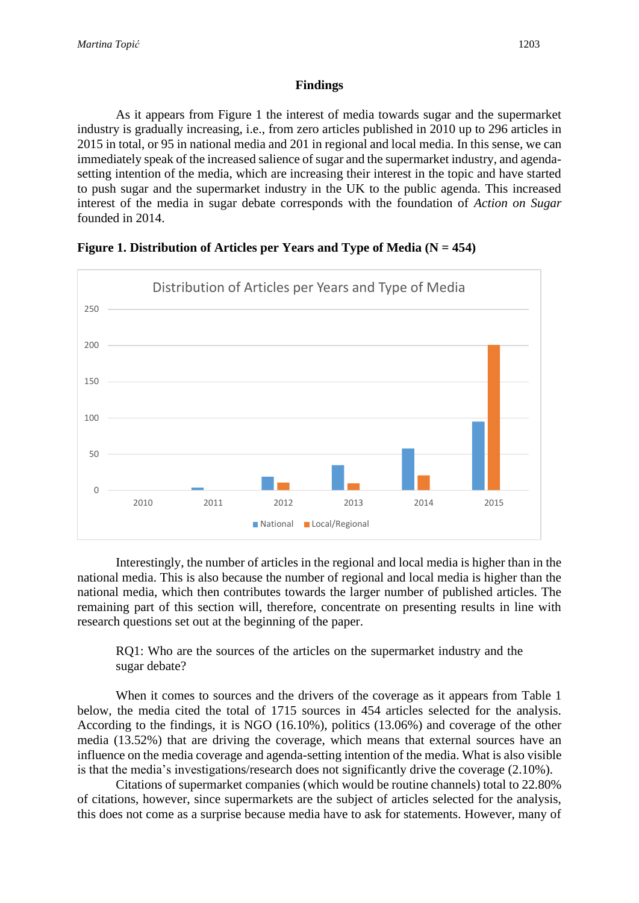## Findings

As it appears from Figure 1 the interest of media towards sugar and the supermarket industry is gradually increasing, i.e., from zero articles published in 2010 up to 296 articles in 2015 in total, or 95 in national media and 201 in regional and local media. In this sense, we can immediately speak of the increased salience of sugar and the supermarket industry, and agenda-setting intention of the media, which are increasing their interest in the topic and have started to push sugar and the supermarket industry in the UK to the public agenda. This increased interest of the media in sugar debate corresponds with the foundation of *Action on Sugar* founded in 2014.

**Figure 1. Distribution of Articles per Years and Type of Media (N = 454)**

Interestingly, the number of articles in the regional and local media is higher than in the national media. This is also because the number of regional and local media is higher than the national media, which then contributes towards the larger number of published articles. The remaining part of this section will, therefore, concentrate on presenting results in line with research questions set out at the beginning of the paper.

RQ1: Who are the sources of the articles on the supermarket industry and the sugar debate?

When it comes to sources and the drivers of the coverage as it appears from Table 1 below, the media cited the total of 1715 sources in 454 articles selected for the analysis. According to the findings, it is NGO (16.10%), politics (13.06%) and coverage of the other media (13.52%) that are driving the coverage, which means that external sources have an influence on the media coverage and agenda-setting intention of the media. What is also visible is that the media's investigations/research does not significantly drive the coverage (2.10%).

Citations of supermarket companies (which would be routine channels) total to 22.80% of citations, however, since supermarkets are the subject of articles selected for the analysis, this does not come as a surprise because media have to ask for statements. However, many of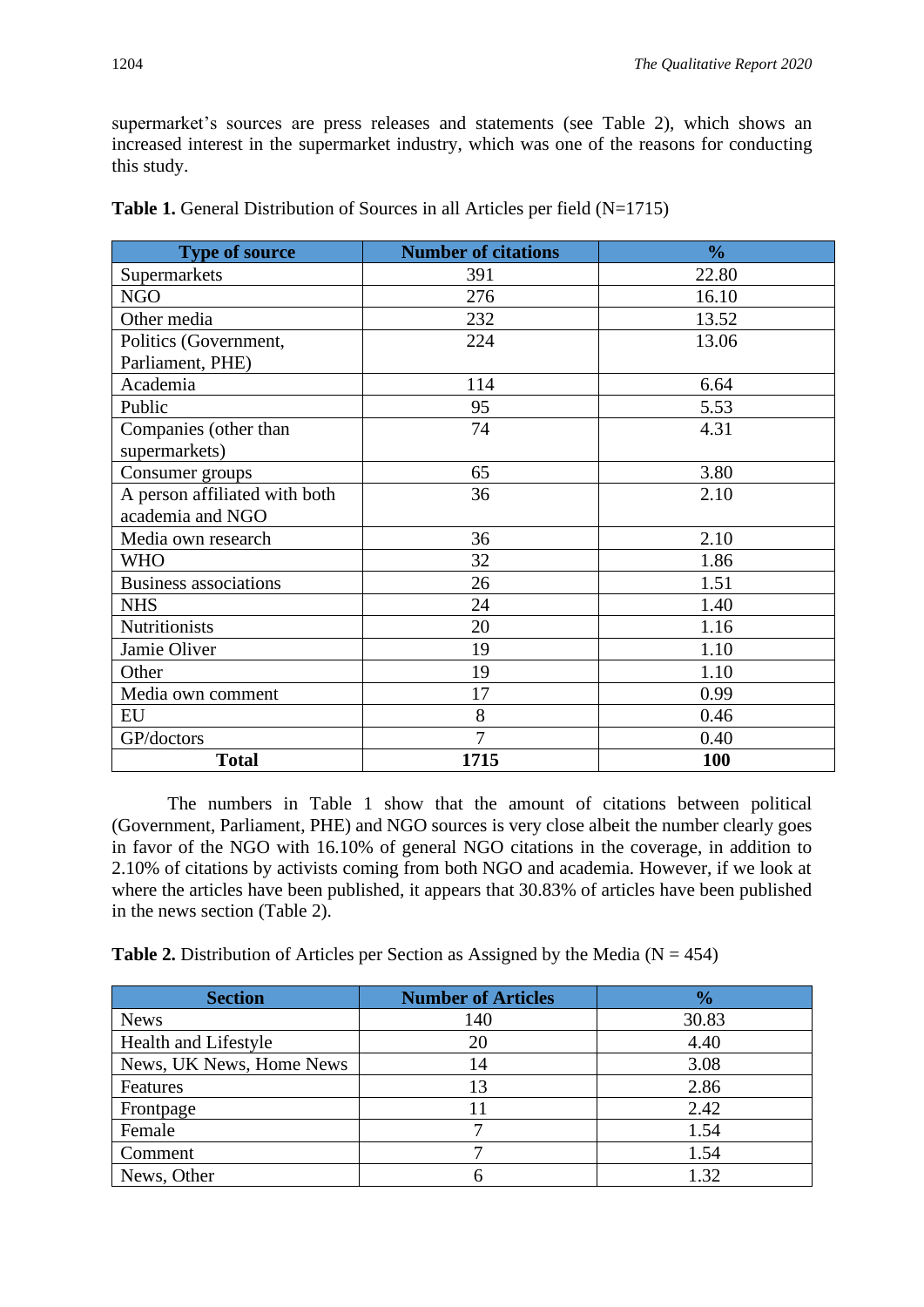supermarket's sources are press releases and statements (see Table 2), which shows an increased interest in the supermarket industry, which was one of the reasons for conducting this study.

**Table 1.** General Distribution of Sources in all Articles per field (N=1715)

| Type of source | Number of citations | % |
|---|---|---|
| Supermarkets | 391 | 22.80 |
| NGO | 276 | 16.10 |
| Other media | 232 | 13.52 |
| Politics (Government, Parliament, PHE) | 224 | 13.06 |
| Academia | 114 | 6.64 |
| Public | 95 | 5.53 |
| Companies (other than supermarkets) | 74 | 4.31 |
| Consumer groups | 65 | 3.80 |
| A person affiliated with both academia and NGO | 36 | 2.10 |
| Media own research | 36 | 2.10 |
| WHO | 32 | 1.86 |
| Business associations | 26 | 1.51 |
| NHS | 24 | 1.40 |
| Nutritionists | 20 | 1.16 |
| Jamie Oliver | 19 | 1.10 |
| Other | 19 | 1.10 |
| Media own comment | 17 | 0.99 |
| EU | 8 | 0.46 |
| GP/doctors | 7 | 0.40 |
| **Total** | **1715** | **100** |

The numbers in Table 1 show that the amount of citations between political (Government, Parliament, PHE) and NGO sources is very close albeit the number clearly goes in favor of the NGO with 16.10% of general NGO citations in the coverage, in addition to 2.10% of citations by activists coming from both NGO and academia. However, if we look at where the articles have been published, it appears that 30.83% of articles have been published in the news section (Table 2).

**Table 2.** Distribution of Articles per Section as Assigned by the Media (N = 454)

| Section | Number of Articles | % |
|---|---|---|
| News | 140 | 30.83 |
| Health and Lifestyle | 20 | 4.40 |
| News, UK News, Home News | 14 | 3.08 |
| Features | 13 | 2.86 |
| Frontpage | 11 | 2.42 |
| Female | 7 | 1.54 |
| Comment | 7 | 1.54 |
| News, Other | 6 | 1.32 |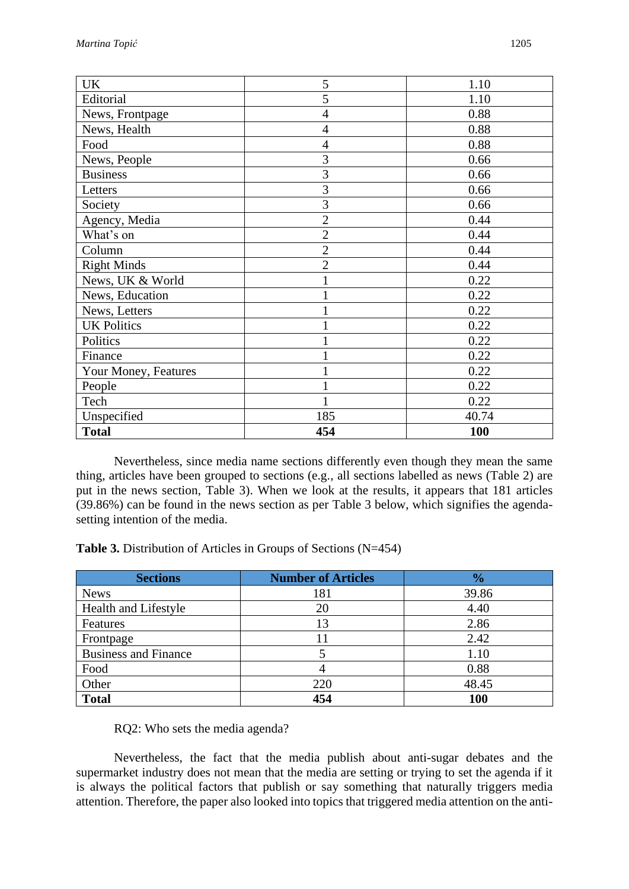| UK | 5 | 1.10 |
|---|---|---|
| Editorial | 5 | 1.10 |
| News, Frontpage | 4 | 0.88 |
| News, Health | 4 | 0.88 |
| Food | 4 | 0.88 |
| News, People | 3 | 0.66 |
| Business | 3 | 0.66 |
| Letters | 3 | 0.66 |
| Society | 3 | 0.66 |
| Agency, Media | 2 | 0.44 |
| What's on | 2 | 0.44 |
| Column | 2 | 0.44 |
| Right Minds | 2 | 0.44 |
| News, UK & World | 1 | 0.22 |
| News, Education | 1 | 0.22 |
| News, Letters | 1 | 0.22 |
| UK Politics | 1 | 0.22 |
| Politics | 1 | 0.22 |
| Finance | 1 | 0.22 |
| Your Money, Features | 1 | 0.22 |
| People | 1 | 0.22 |
| Tech | 1 | 0.22 |
| Unspecified | 185 | 40.74 |
| **Total** | **454** | **100** |

Nevertheless, since media name sections differently even though they mean the same thing, articles have been grouped to sections (e.g., all sections labelled as news (Table 2) are put in the news section, Table 3). When we look at the results, it appears that 181 articles (39.86%) can be found in the news section as per Table 3 below, which signifies the agenda-setting intention of the media.

**Table 3.** Distribution of Articles in Groups of Sections (N=454)

| Sections | Number of Articles | % |
|---|---|---|
| News | 181 | 39.86 |
| Health and Lifestyle | 20 | 4.40 |
| Features | 13 | 2.86 |
| Frontpage | 11 | 2.42 |
| Business and Finance | 5 | 1.10 |
| Food | 4 | 0.88 |
| Other | 220 | 48.45 |
| **Total** | **454** | **100** |

RQ2: Who sets the media agenda?

Nevertheless, the fact that the media publish about anti-sugar debates and the supermarket industry does not mean that the media are setting or trying to set the agenda if it is always the political factors that publish or say something that naturally triggers media attention. Therefore, the paper also looked into topics that triggered media attention on the anti-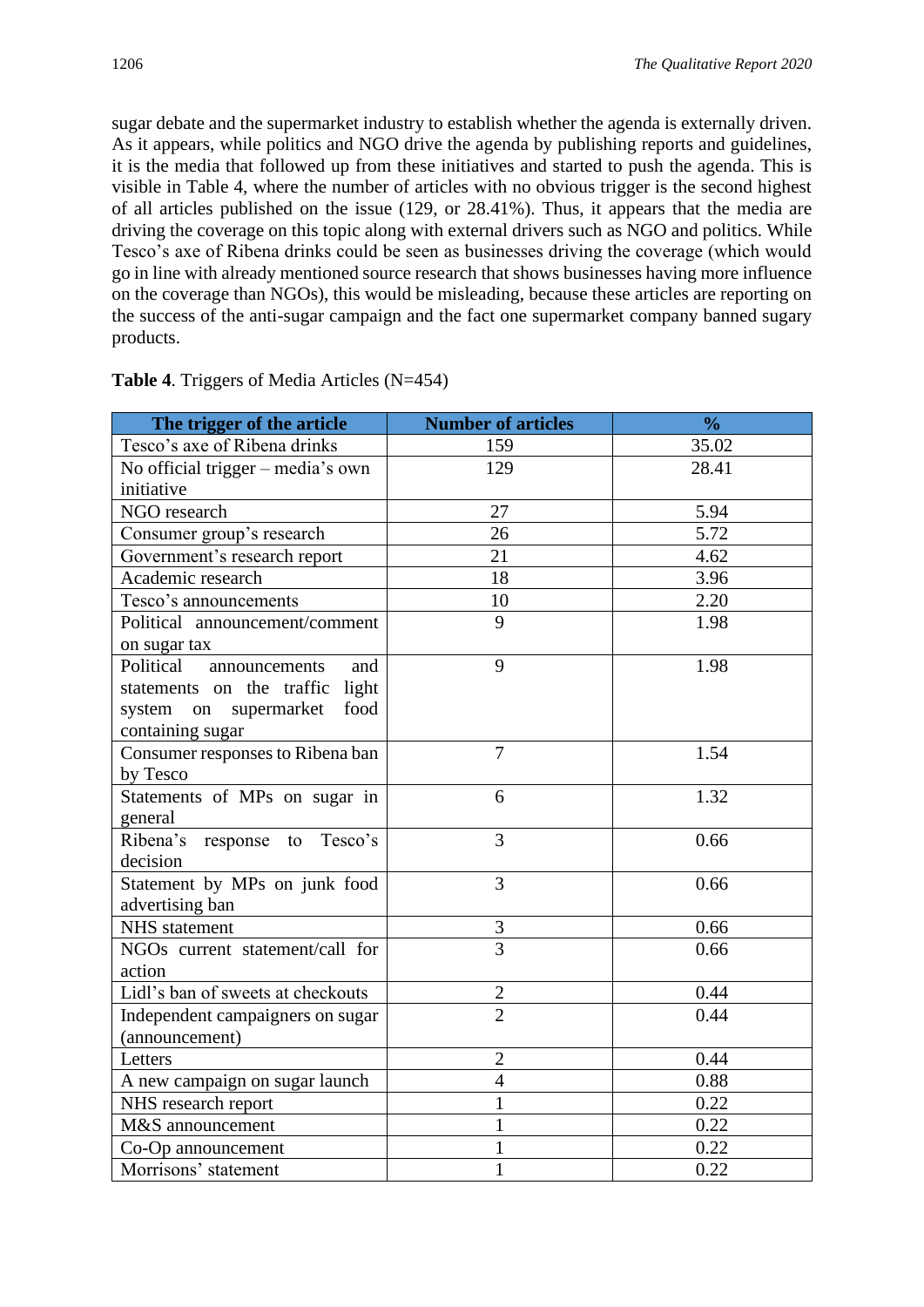sugar debate and the supermarket industry to establish whether the agenda is externally driven. As it appears, while politics and NGO drive the agenda by publishing reports and guidelines, it is the media that followed up from these initiatives and started to push the agenda. This is visible in Table 4, where the number of articles with no obvious trigger is the second highest of all articles published on the issue (129, or 28.41%). Thus, it appears that the media are driving the coverage on this topic along with external drivers such as NGO and politics. While Tesco's axe of Ribena drinks could be seen as businesses driving the coverage (which would go in line with already mentioned source research that shows businesses having more influence on the coverage than NGOs), this would be misleading, because these articles are reporting on the success of the anti-sugar campaign and the fact one supermarket company banned sugary products.

**Table 4**. Triggers of Media Articles (N=454)

| The trigger of the article | Number of articles | % |
|---|---|---|
| Tesco's axe of Ribena drinks | 159 | 35.02 |
| No official trigger – media's own initiative | 129 | 28.41 |
| NGO research | 27 | 5.94 |
| Consumer group's research | 26 | 5.72 |
| Government's research report | 21 | 4.62 |
| Academic research | 18 | 3.96 |
| Tesco's announcements | 10 | 2.20 |
| Political announcement/comment on sugar tax | 9 | 1.98 |
| Political announcements and statements on the traffic light system on supermarket food containing sugar | 9 | 1.98 |
| Consumer responses to Ribena ban by Tesco | 7 | 1.54 |
| Statements of MPs on sugar in general | 6 | 1.32 |
| Ribena's response to Tesco's decision | 3 | 0.66 |
| Statement by MPs on junk food advertising ban | 3 | 0.66 |
| NHS statement | 3 | 0.66 |
| NGOs current statement/call for action | 3 | 0.66 |
| Lidl's ban of sweets at checkouts | 2 | 0.44 |
| Independent campaigners on sugar (announcement) | 2 | 0.44 |
| Letters | 2 | 0.44 |
| A new campaign on sugar launch | 4 | 0.88 |
| NHS research report | 1 | 0.22 |
| M&S announcement | 1 | 0.22 |
| Co-Op announcement | 1 | 0.22 |
| Morrisons' statement | 1 | 0.22 |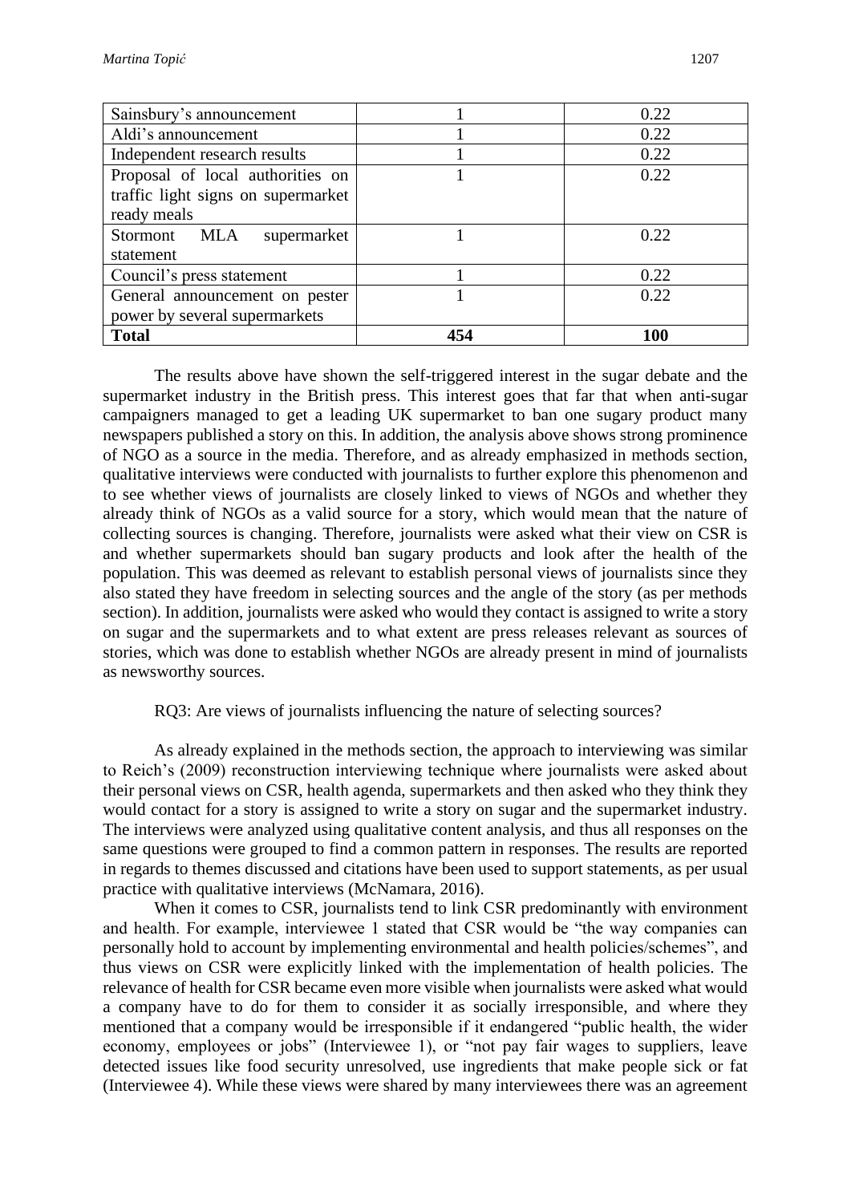| Sainsbury's announcement | 1 | 0.22 |
|---|---|---|
| Aldi's announcement | 1 | 0.22 |
| Independent research results | 1 | 0.22 |
| Proposal of local authorities on traffic light signs on supermarket ready meals | 1 | 0.22 |
| Stormont MLA supermarket statement | 1 | 0.22 |
| Council's press statement | 1 | 0.22 |
| General announcement on pester power by several supermarkets | 1 | 0.22 |
| **Total** | **454** | **100** |

The results above have shown the self-triggered interest in the sugar debate and the supermarket industry in the British press. This interest goes that far that when anti-sugar campaigners managed to get a leading UK supermarket to ban one sugary product many newspapers published a story on this. In addition, the analysis above shows strong prominence of NGO as a source in the media. Therefore, and as already emphasized in methods section, qualitative interviews were conducted with journalists to further explore this phenomenon and to see whether views of journalists are closely linked to views of NGOs and whether they already think of NGOs as a valid source for a story, which would mean that the nature of collecting sources is changing. Therefore, journalists were asked what their view on CSR is and whether supermarkets should ban sugary products and look after the health of the population. This was deemed as relevant to establish personal views of journalists since they also stated they have freedom in selecting sources and the angle of the story (as per methods section). In addition, journalists were asked who would they contact is assigned to write a story on sugar and the supermarkets and to what extent are press releases relevant as sources of stories, which was done to establish whether NGOs are already present in mind of journalists as newsworthy sources.

RQ3: Are views of journalists influencing the nature of selecting sources?

As already explained in the methods section, the approach to interviewing was similar to Reich's (2009) reconstruction interviewing technique where journalists were asked about their personal views on CSR, health agenda, supermarkets and then asked who they think they would contact for a story is assigned to write a story on sugar and the supermarket industry. The interviews were analyzed using qualitative content analysis, and thus all responses on the same questions were grouped to find a common pattern in responses. The results are reported in regards to themes discussed and citations have been used to support statements, as per usual practice with qualitative interviews (McNamara, 2016).

When it comes to CSR, journalists tend to link CSR predominantly with environment and health. For example, interviewee 1 stated that CSR would be "the way companies can personally hold to account by implementing environmental and health policies/schemes", and thus views on CSR were explicitly linked with the implementation of health policies. The relevance of health for CSR became even more visible when journalists were asked what would a company have to do for them to consider it as socially irresponsible, and where they mentioned that a company would be irresponsible if it endangered "public health, the wider economy, employees or jobs" (Interviewee 1), or "not pay fair wages to suppliers, leave detected issues like food security unresolved, use ingredients that make people sick or fat (Interviewee 4). While these views were shared by many interviewees there was an agreement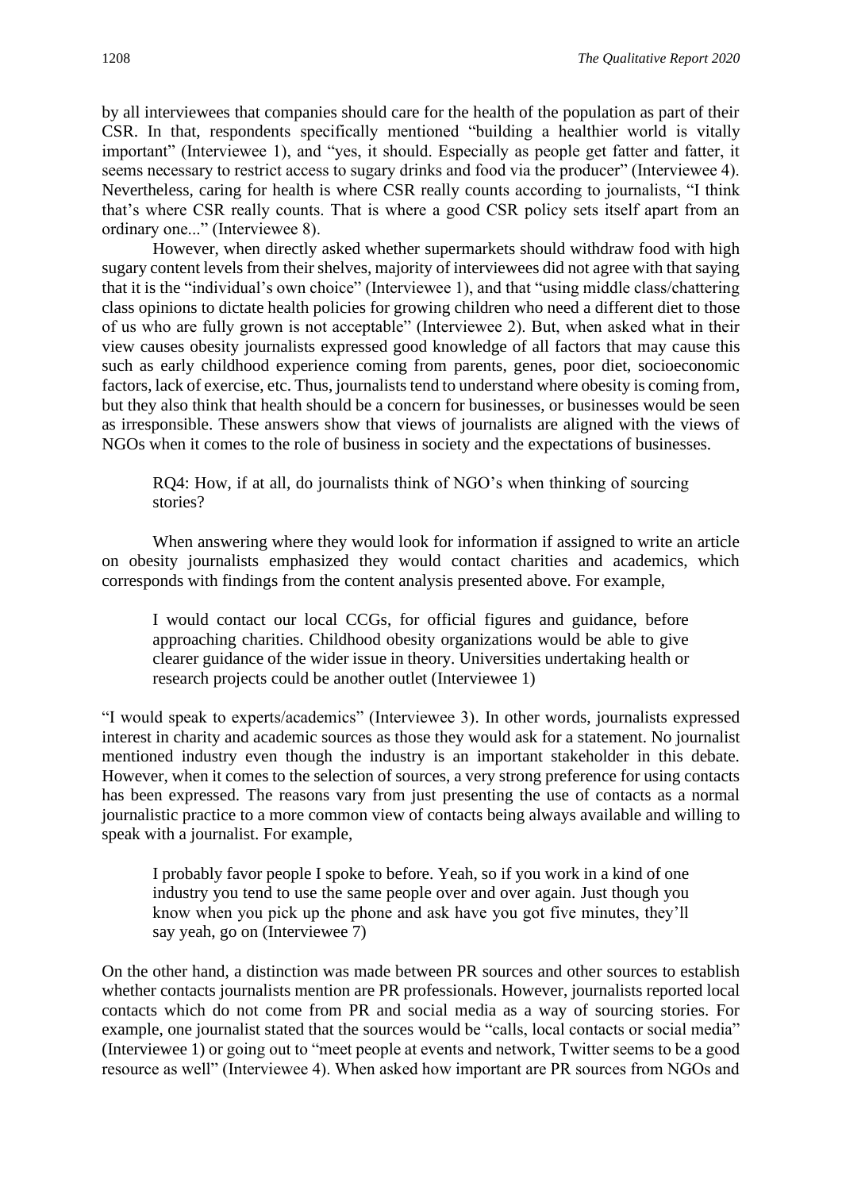by all interviewees that companies should care for the health of the population as part of their CSR. In that, respondents specifically mentioned "building a healthier world is vitally important" (Interviewee 1), and "yes, it should. Especially as people get fatter and fatter, it seems necessary to restrict access to sugary drinks and food via the producer" (Interviewee 4). Nevertheless, caring for health is where CSR really counts according to journalists, "I think that's where CSR really counts. That is where a good CSR policy sets itself apart from an ordinary one..." (Interviewee 8).

However, when directly asked whether supermarkets should withdraw food with high sugary content levels from their shelves, majority of interviewees did not agree with that saying that it is the "individual's own choice" (Interviewee 1), and that "using middle class/chattering class opinions to dictate health policies for growing children who need a different diet to those of us who are fully grown is not acceptable" (Interviewee 2). But, when asked what in their view causes obesity journalists expressed good knowledge of all factors that may cause this such as early childhood experience coming from parents, genes, poor diet, socioeconomic factors, lack of exercise, etc. Thus, journalists tend to understand where obesity is coming from, but they also think that health should be a concern for businesses, or businesses would be seen as irresponsible. These answers show that views of journalists are aligned with the views of NGOs when it comes to the role of business in society and the expectations of businesses.

> RQ4: How, if at all, do journalists think of NGO's when thinking of sourcing stories?

When answering where they would look for information if assigned to write an article on obesity journalists emphasized they would contact charities and academics, which corresponds with findings from the content analysis presented above. For example,

> I would contact our local CCGs, for official figures and guidance, before approaching charities. Childhood obesity organizations would be able to give clearer guidance of the wider issue in theory. Universities undertaking health or research projects could be another outlet (Interviewee 1)

"I would speak to experts/academics" (Interviewee 3). In other words, journalists expressed interest in charity and academic sources as those they would ask for a statement. No journalist mentioned industry even though the industry is an important stakeholder in this debate. However, when it comes to the selection of sources, a very strong preference for using contacts has been expressed. The reasons vary from just presenting the use of contacts as a normal journalistic practice to a more common view of contacts being always available and willing to speak with a journalist. For example,

> I probably favor people I spoke to before. Yeah, so if you work in a kind of one industry you tend to use the same people over and over again. Just though you know when you pick up the phone and ask have you got five minutes, they'll say yeah, go on (Interviewee 7)

On the other hand, a distinction was made between PR sources and other sources to establish whether contacts journalists mention are PR professionals. However, journalists reported local contacts which do not come from PR and social media as a way of sourcing stories. For example, one journalist stated that the sources would be "calls, local contacts or social media" (Interviewee 1) or going out to "meet people at events and network, Twitter seems to be a good resource as well" (Interviewee 4). When asked how important are PR sources from NGOs and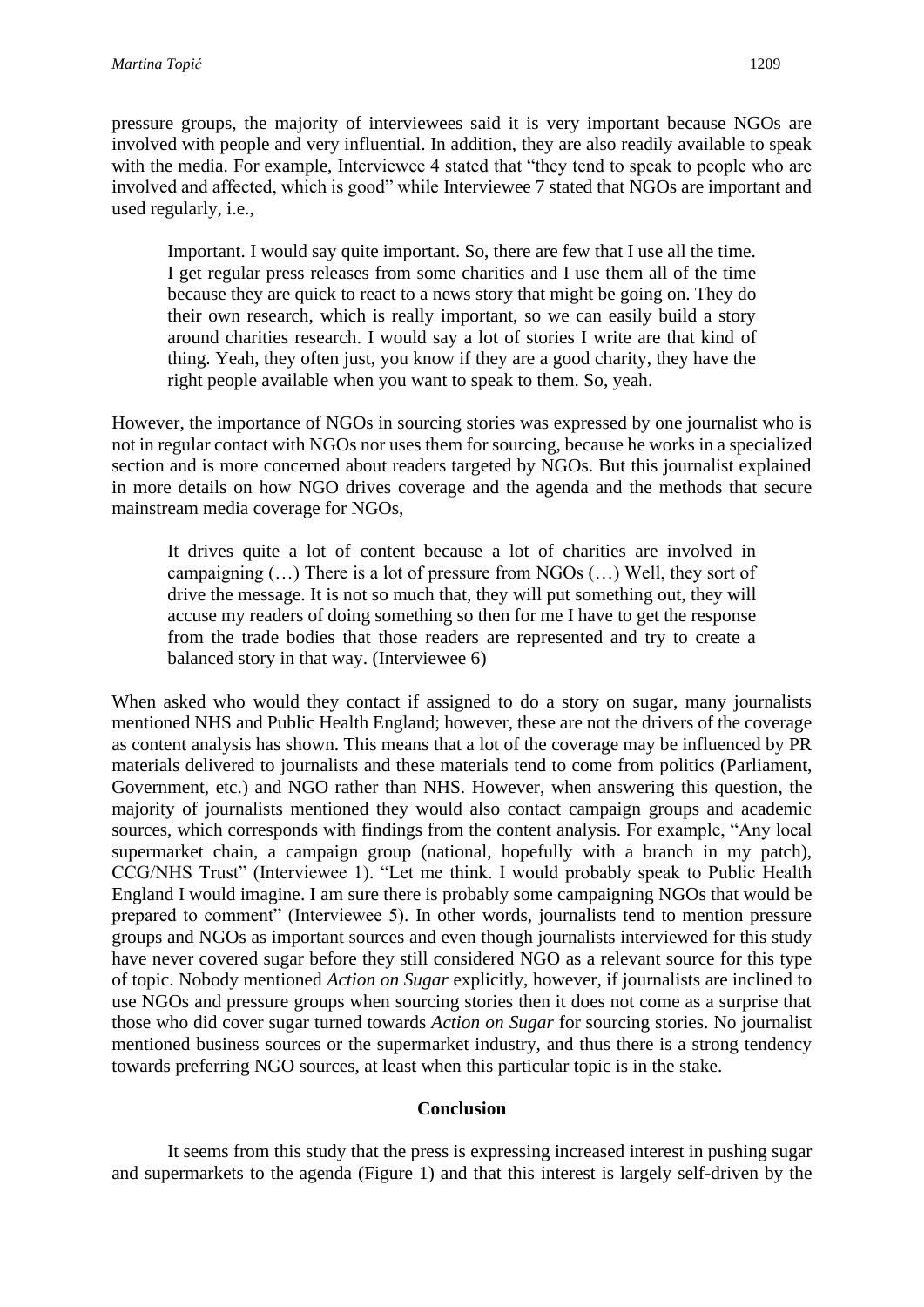pressure groups, the majority of interviewees said it is very important because NGOs are involved with people and very influential. In addition, they are also readily available to speak with the media. For example, Interviewee 4 stated that "they tend to speak to people who are involved and affected, which is good" while Interviewee 7 stated that NGOs are important and used regularly, i.e.,

> Important. I would say quite important. So, there are few that I use all the time. I get regular press releases from some charities and I use them all of the time because they are quick to react to a news story that might be going on. They do their own research, which is really important, so we can easily build a story around charities research. I would say a lot of stories I write are that kind of thing. Yeah, they often just, you know if they are a good charity, they have the right people available when you want to speak to them. So, yeah.

However, the importance of NGOs in sourcing stories was expressed by one journalist who is not in regular contact with NGOs nor uses them for sourcing, because he works in a specialized section and is more concerned about readers targeted by NGOs. But this journalist explained in more details on how NGO drives coverage and the agenda and the methods that secure mainstream media coverage for NGOs,

> It drives quite a lot of content because a lot of charities are involved in campaigning (…) There is a lot of pressure from NGOs (…) Well, they sort of drive the message. It is not so much that, they will put something out, they will accuse my readers of doing something so then for me I have to get the response from the trade bodies that those readers are represented and try to create a balanced story in that way. (Interviewee 6)

When asked who would they contact if assigned to do a story on sugar, many journalists mentioned NHS and Public Health England; however, these are not the drivers of the coverage as content analysis has shown. This means that a lot of the coverage may be influenced by PR materials delivered to journalists and these materials tend to come from politics (Parliament, Government, etc.) and NGO rather than NHS. However, when answering this question, the majority of journalists mentioned they would also contact campaign groups and academic sources, which corresponds with findings from the content analysis. For example, "Any local supermarket chain, a campaign group (national, hopefully with a branch in my patch), CCG/NHS Trust" (Interviewee 1). "Let me think. I would probably speak to Public Health England I would imagine. I am sure there is probably some campaigning NGOs that would be prepared to comment" (Interviewee 5). In other words, journalists tend to mention pressure groups and NGOs as important sources and even though journalists interviewed for this study have never covered sugar before they still considered NGO as a relevant source for this type of topic. Nobody mentioned *Action on Sugar* explicitly, however, if journalists are inclined to use NGOs and pressure groups when sourcing stories then it does not come as a surprise that those who did cover sugar turned towards *Action on Sugar* for sourcing stories. No journalist mentioned business sources or the supermarket industry, and thus there is a strong tendency towards preferring NGO sources, at least when this particular topic is in the stake.

## Conclusion

It seems from this study that the press is expressing increased interest in pushing sugar and supermarkets to the agenda (Figure 1) and that this interest is largely self-driven by the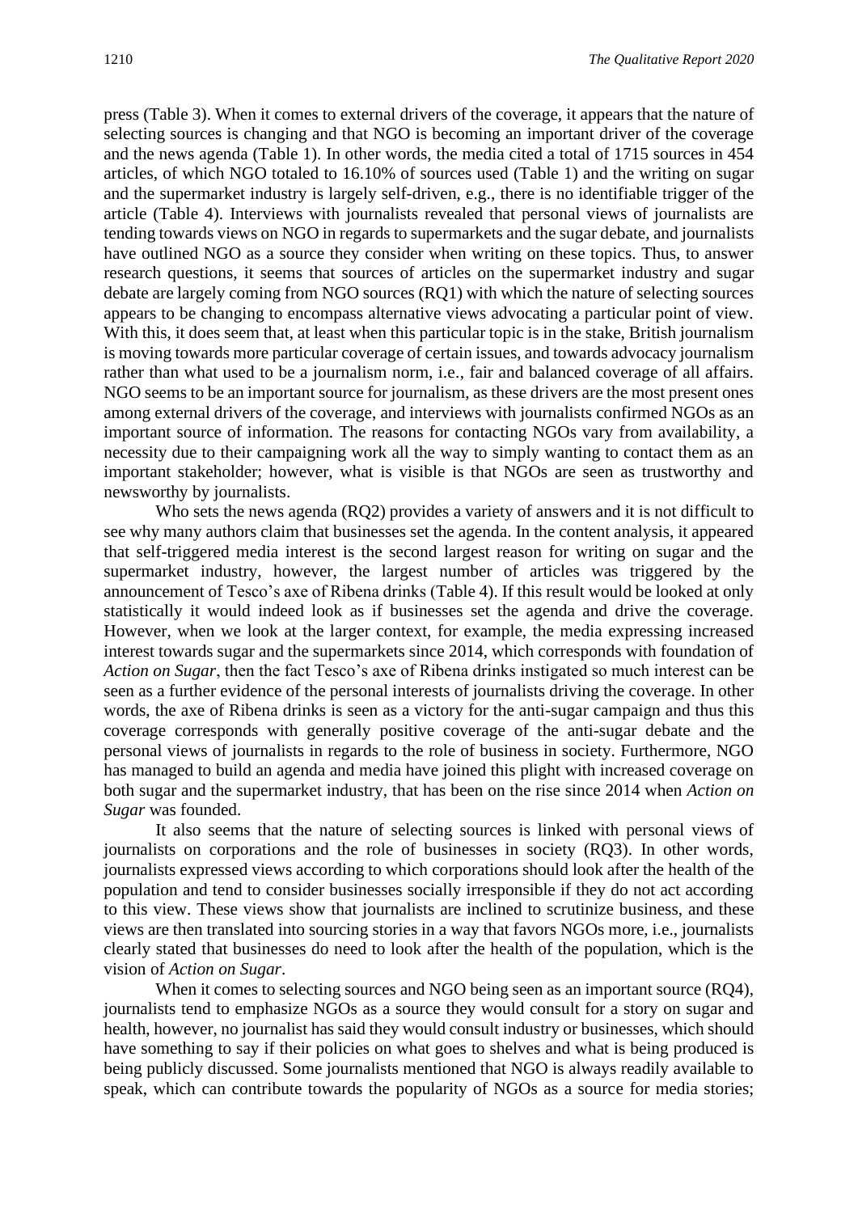press (Table 3). When it comes to external drivers of the coverage, it appears that the nature of selecting sources is changing and that NGO is becoming an important driver of the coverage and the news agenda (Table 1). In other words, the media cited a total of 1715 sources in 454 articles, of which NGO totaled to 16.10% of sources used (Table 1) and the writing on sugar and the supermarket industry is largely self-driven, e.g., there is no identifiable trigger of the article (Table 4). Interviews with journalists revealed that personal views of journalists are tending towards views on NGO in regards to supermarkets and the sugar debate, and journalists have outlined NGO as a source they consider when writing on these topics. Thus, to answer research questions, it seems that sources of articles on the supermarket industry and sugar debate are largely coming from NGO sources (RQ1) with which the nature of selecting sources appears to be changing to encompass alternative views advocating a particular point of view. With this, it does seem that, at least when this particular topic is in the stake, British journalism is moving towards more particular coverage of certain issues, and towards advocacy journalism rather than what used to be a journalism norm, i.e., fair and balanced coverage of all affairs. NGO seems to be an important source for journalism, as these drivers are the most present ones among external drivers of the coverage, and interviews with journalists confirmed NGOs as an important source of information. The reasons for contacting NGOs vary from availability, a necessity due to their campaigning work all the way to simply wanting to contact them as an important stakeholder; however, what is visible is that NGOs are seen as trustworthy and newsworthy by journalists.

Who sets the news agenda (RQ2) provides a variety of answers and it is not difficult to see why many authors claim that businesses set the agenda. In the content analysis, it appeared that self-triggered media interest is the second largest reason for writing on sugar and the supermarket industry, however, the largest number of articles was triggered by the announcement of Tesco's axe of Ribena drinks (Table 4). If this result would be looked at only statistically it would indeed look as if businesses set the agenda and drive the coverage. However, when we look at the larger context, for example, the media expressing increased interest towards sugar and the supermarkets since 2014, which corresponds with foundation of *Action on Sugar*, then the fact Tesco's axe of Ribena drinks instigated so much interest can be seen as a further evidence of the personal interests of journalists driving the coverage. In other words, the axe of Ribena drinks is seen as a victory for the anti-sugar campaign and thus this coverage corresponds with generally positive coverage of the anti-sugar debate and the personal views of journalists in regards to the role of business in society. Furthermore, NGO has managed to build an agenda and media have joined this plight with increased coverage on both sugar and the supermarket industry, that has been on the rise since 2014 when *Action on Sugar* was founded.

It also seems that the nature of selecting sources is linked with personal views of journalists on corporations and the role of businesses in society (RQ3). In other words, journalists expressed views according to which corporations should look after the health of the population and tend to consider businesses socially irresponsible if they do not act according to this view. These views show that journalists are inclined to scrutinize business, and these views are then translated into sourcing stories in a way that favors NGOs more, i.e., journalists clearly stated that businesses do need to look after the health of the population, which is the vision of *Action on Sugar*.

When it comes to selecting sources and NGO being seen as an important source (RQ4), journalists tend to emphasize NGOs as a source they would consult for a story on sugar and health, however, no journalist has said they would consult industry or businesses, which should have something to say if their policies on what goes to shelves and what is being produced is being publicly discussed. Some journalists mentioned that NGO is always readily available to speak, which can contribute towards the popularity of NGOs as a source for media stories;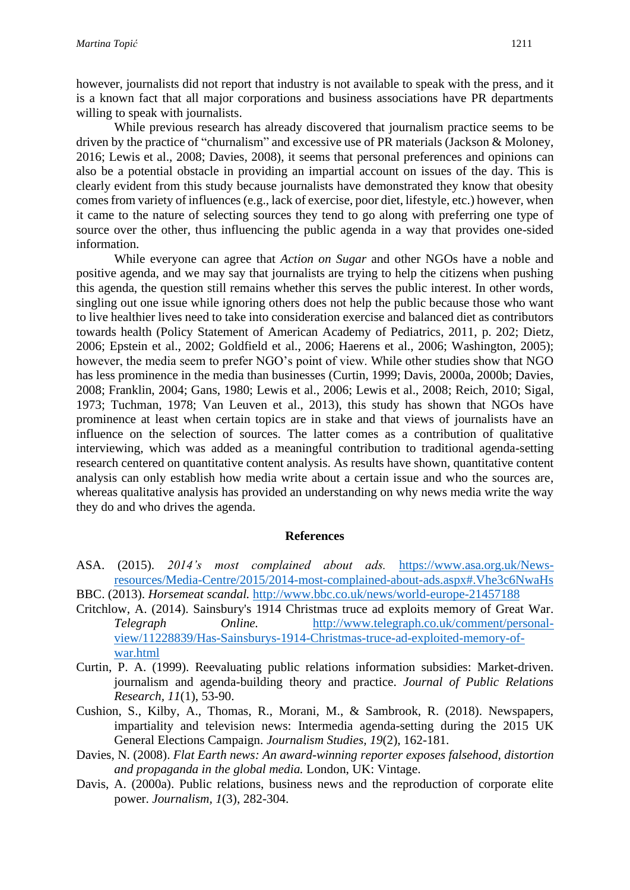however, journalists did not report that industry is not available to speak with the press, and it is a known fact that all major corporations and business associations have PR departments willing to speak with journalists.

While previous research has already discovered that journalism practice seems to be driven by the practice of "churnalism" and excessive use of PR materials (Jackson & Moloney, 2016; Lewis et al., 2008; Davies, 2008), it seems that personal preferences and opinions can also be a potential obstacle in providing an impartial account on issues of the day. This is clearly evident from this study because journalists have demonstrated they know that obesity comes from variety of influences (e.g., lack of exercise, poor diet, lifestyle, etc.) however, when it came to the nature of selecting sources they tend to go along with preferring one type of source over the other, thus influencing the public agenda in a way that provides one-sided information.

While everyone can agree that *Action on Sugar* and other NGOs have a noble and positive agenda, and we may say that journalists are trying to help the citizens when pushing this agenda, the question still remains whether this serves the public interest. In other words, singling out one issue while ignoring others does not help the public because those who want to live healthier lives need to take into consideration exercise and balanced diet as contributors towards health (Policy Statement of American Academy of Pediatrics, 2011, p. 202; Dietz, 2006; Epstein et al., 2002; Goldfield et al., 2006; Haerens et al., 2006; Washington, 2005); however, the media seem to prefer NGO's point of view. While other studies show that NGO has less prominence in the media than businesses (Curtin, 1999; Davis, 2000a, 2000b; Davies, 2008; Franklin, 2004; Gans, 1980; Lewis et al., 2006; Lewis et al., 2008; Reich, 2010; Sigal, 1973; Tuchman, 1978; Van Leuven et al., 2013), this study has shown that NGOs have prominence at least when certain topics are in stake and that views of journalists have an influence on the selection of sources. The latter comes as a contribution of qualitative interviewing, which was added as a meaningful contribution to traditional agenda-setting research centered on quantitative content analysis. As results have shown, quantitative content analysis can only establish how media write about a certain issue and who the sources are, whereas qualitative analysis has provided an understanding on why news media write the way they do and who drives the agenda.

## References

ASA. (2015). *2014's most complained about ads.* https://www.asa.org.uk/News-resources/Media-Centre/2015/2014-most-complained-about-ads.aspx#.Vhe3c6NwaHs

BBC. (2013). *Horsemeat scandal.* http://www.bbc.co.uk/news/world-europe-21457188

Critchlow, A. (2014). Sainsbury's 1914 Christmas truce ad exploits memory of Great War. *Telegraph Online.* http://www.telegraph.co.uk/comment/personal-view/11228839/Has-Sainsburys-1914-Christmas-truce-ad-exploited-memory-of-war.html

Curtin, P. A. (1999). Reevaluating public relations information subsidies: Market-driven. journalism and agenda-building theory and practice. *Journal of Public Relations Research, 11*(1), 53-90.

Cushion, S., Kilby, A., Thomas, R., Morani, M., & Sambrook, R. (2018). Newspapers, impartiality and television news: Intermedia agenda-setting during the 2015 UK General Elections Campaign. *Journalism Studies, 19*(2), 162-181.

Davies, N. (2008). *Flat Earth news: An award-winning reporter exposes falsehood, distortion and propaganda in the global media.* London, UK: Vintage.

Davis, A. (2000a). Public relations, business news and the reproduction of corporate elite power. *Journalism, 1*(3), 282-304.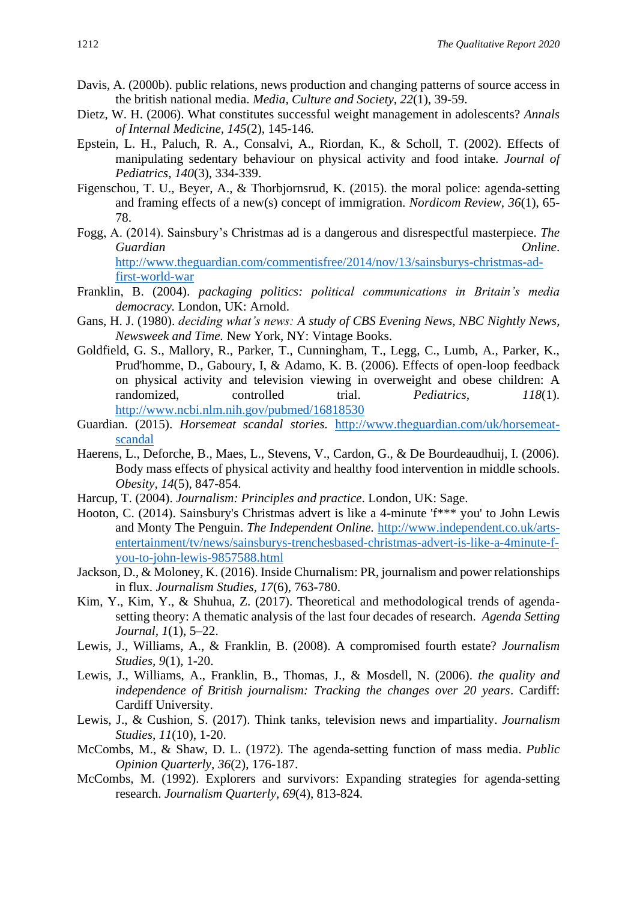Davis, A. (2000b). public relations, news production and changing patterns of source access in the british national media. *Media, Culture and Society, 22*(1), 39-59.

Dietz, W. H. (2006). What constitutes successful weight management in adolescents? *Annals of Internal Medicine, 145*(2), 145-146.

Epstein, L. H., Paluch, R. A., Consalvi, A., Riordan, K., & Scholl, T. (2002). Effects of manipulating sedentary behaviour on physical activity and food intake. *Journal of Pediatrics, 140*(3), 334-339.

Figenschou, T. U., Beyer, A., & Thorbjornsrud, K. (2015). the moral police: agenda-setting and framing effects of a new(s) concept of immigration. *Nordicom Review, 36*(1), 65-78.

Fogg, A. (2014). Sainsbury's Christmas ad is a dangerous and disrespectful masterpiece. *The Guardian Online*. http://www.theguardian.com/commentisfree/2014/nov/13/sainsburys-christmas-ad-first-world-war

Franklin, B. (2004). *packaging politics: political communications in Britain's media democracy.* London, UK: Arnold.

Gans, H. J. (1980). *deciding what's news: A study of CBS Evening News, NBC Nightly News, Newsweek and Time.* New York, NY: Vintage Books.

Goldfield, G. S., Mallory, R., Parker, T., Cunningham, T., Legg, C., Lumb, A., Parker, K., Prud'homme, D., Gaboury, I, & Adamo, K. B. (2006). Effects of open-loop feedback on physical activity and television viewing in overweight and obese children: A randomized, controlled trial. *Pediatrics, 118*(1). http://www.ncbi.nlm.nih.gov/pubmed/16818530

Guardian. (2015). *Horsemeat scandal stories.* http://www.theguardian.com/uk/horsemeat-scandal

Haerens, L., Deforche, B., Maes, L., Stevens, V., Cardon, G., & De Bourdeaudhuij, I. (2006). Body mass effects of physical activity and healthy food intervention in middle schools. *Obesity, 14*(5), 847-854.

Harcup, T. (2004). *Journalism: Principles and practice*. London, UK: Sage.

Hooton, C. (2014). Sainsbury's Christmas advert is like a 4-minute 'f*** you' to John Lewis and Monty The Penguin. *The Independent Online.* http://www.independent.co.uk/arts-entertainment/tv/news/sainsburys-trenchesbased-christmas-advert-is-like-a-4minute-f-you-to-john-lewis-9857588.html

Jackson, D., & Moloney, K. (2016). Inside Churnalism: PR, journalism and power relationships in flux. *Journalism Studies, 17*(6), 763-780.

Kim, Y., Kim, Y., & Shuhua, Z. (2017). Theoretical and methodological trends of agenda-setting theory: A thematic analysis of the last four decades of research. *Agenda Setting Journal, 1*(1), 5–22.

Lewis, J., Williams, A., & Franklin, B. (2008). A compromised fourth estate? *Journalism Studies, 9*(1), 1-20.

Lewis, J., Williams, A., Franklin, B., Thomas, J., & Mosdell, N. (2006). *the quality and independence of British journalism: Tracking the changes over 20 years*. Cardiff: Cardiff University.

Lewis, J., & Cushion, S. (2017). Think tanks, television news and impartiality. *Journalism Studies, 11*(10), 1-20.

McCombs, M., & Shaw, D. L. (1972). The agenda-setting function of mass media. *Public Opinion Quarterly, 36*(2), 176-187.

McCombs, M. (1992). Explorers and survivors: Expanding strategies for agenda-setting research. *Journalism Quarterly, 69*(4), 813-824.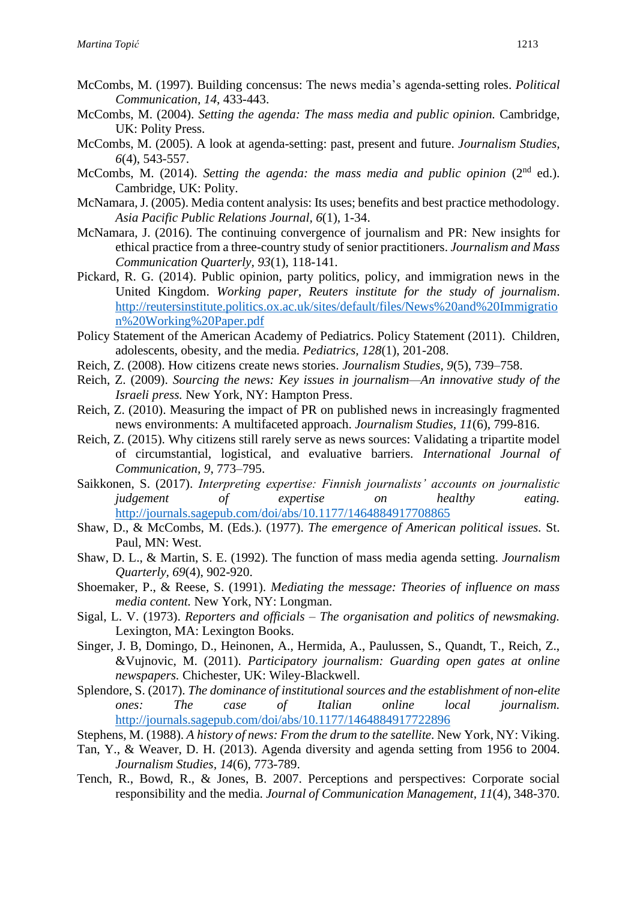McCombs, M. (1997). Building concensus: The news media's agenda-setting roles. *Political Communication, 14*, 433-443.

McCombs, M. (2004). *Setting the agenda: The mass media and public opinion.* Cambridge, UK: Polity Press.

McCombs, M. (2005). A look at agenda-setting: past, present and future. *Journalism Studies, 6*(4), 543-557.

McCombs, M. (2014). *Setting the agenda: the mass media and public opinion* (2nd ed.). Cambridge, UK: Polity.

McNamara, J. (2005). Media content analysis: Its uses; benefits and best practice methodology. *Asia Pacific Public Relations Journal, 6*(1), 1-34.

McNamara, J. (2016). The continuing convergence of journalism and PR: New insights for ethical practice from a three-country study of senior practitioners. *Journalism and Mass Communication Quarterly, 93*(1), 118-141.

Pickard, R. G. (2014). Public opinion, party politics, policy, and immigration news in the United Kingdom. *Working paper, Reuters institute for the study of journalism*. http://reutersinstitute.politics.ox.ac.uk/sites/default/files/News%20and%20Immigration%20Working%20Paper.pdf

Policy Statement of the American Academy of Pediatrics. Policy Statement (2011). Children, adolescents, obesity, and the media. *Pediatrics, 128*(1), 201-208.

Reich, Z. (2008). How citizens create news stories. *Journalism Studies, 9*(5), 739–758.

Reich, Z. (2009). *Sourcing the news: Key issues in journalism—An innovative study of the Israeli press.* New York, NY: Hampton Press.

Reich, Z. (2010). Measuring the impact of PR on published news in increasingly fragmented news environments: A multifaceted approach. *Journalism Studies, 11*(6), 799-816.

Reich, Z. (2015). Why citizens still rarely serve as news sources: Validating a tripartite model of circumstantial, logistical, and evaluative barriers. *International Journal of Communication, 9*, 773–795.

Saikkonen, S. (2017). *Interpreting expertise: Finnish journalists' accounts on journalistic judgement of expertise on healthy eating.* http://journals.sagepub.com/doi/abs/10.1177/1464884917708865

Shaw, D., & McCombs, M. (Eds.). (1977). *The emergence of American political issues.* St. Paul, MN: West.

Shaw, D. L., & Martin, S. E. (1992). The function of mass media agenda setting. *Journalism Quarterly, 69*(4), 902-920.

Shoemaker, P., & Reese, S. (1991). *Mediating the message: Theories of influence on mass media content.* New York, NY: Longman.

Sigal, L. V. (1973). *Reporters and officials – The organisation and politics of newsmaking.* Lexington, MA: Lexington Books.

Singer, J. B, Domingo, D., Heinonen, A., Hermida, A., Paulussen, S., Quandt, T., Reich, Z., &Vujnovic, M. (2011). *Participatory journalism: Guarding open gates at online newspapers.* Chichester, UK: Wiley-Blackwell.

Splendore, S. (2017). *The dominance of institutional sources and the establishment of non-elite ones: The case of Italian online local journalism.* http://journals.sagepub.com/doi/abs/10.1177/1464884917722896

Stephens, M. (1988). *A history of news: From the drum to the satellite.* New York, NY: Viking.

Tan, Y., & Weaver, D. H. (2013). Agenda diversity and agenda setting from 1956 to 2004. *Journalism Studies, 14*(6), 773-789.

Tench, R., Bowd, R., & Jones, B. 2007. Perceptions and perspectives: Corporate social responsibility and the media. *Journal of Communication Management, 11*(4), 348-370.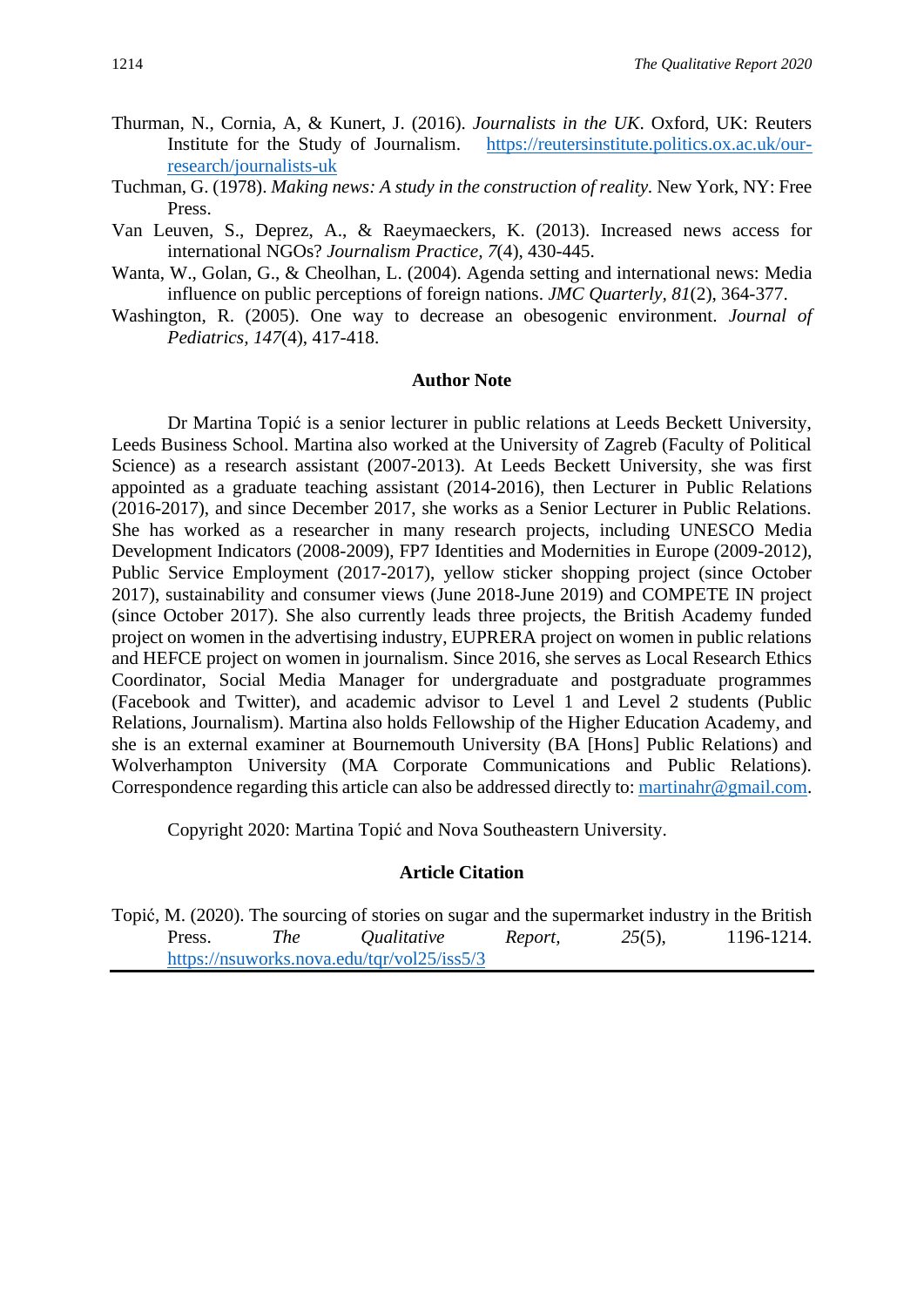Thurman, N., Cornia, A, & Kunert, J. (2016). *Journalists in the UK*. Oxford, UK: Reuters Institute for the Study of Journalism. https://reutersinstitute.politics.ox.ac.uk/our-research/journalists-uk

Tuchman, G. (1978). *Making news: A study in the construction of reality*. New York, NY: Free Press.

Van Leuven, S., Deprez, A., & Raeymaeckers, K. (2013). Increased news access for international NGOs? *Journalism Practice, 7*(4), 430-445.

Wanta, W., Golan, G., & Cheolhan, L. (2004). Agenda setting and international news: Media influence on public perceptions of foreign nations. *JMC Quarterly*, *81*(2), 364-377.

Washington, R. (2005). One way to decrease an obesogenic environment. *Journal of Pediatrics, 147*(4), 417-418.

## Author Note

Dr Martina Topić is a senior lecturer in public relations at Leeds Beckett University, Leeds Business School. Martina also worked at the University of Zagreb (Faculty of Political Science) as a research assistant (2007-2013). At Leeds Beckett University, she was first appointed as a graduate teaching assistant (2014-2016), then Lecturer in Public Relations (2016-2017), and since December 2017, she works as a Senior Lecturer in Public Relations. She has worked as a researcher in many research projects, including UNESCO Media Development Indicators (2008-2009), FP7 Identities and Modernities in Europe (2009-2012), Public Service Employment (2017-2017), yellow sticker shopping project (since October 2017), sustainability and consumer views (June 2018-June 2019) and COMPETE IN project (since October 2017). She also currently leads three projects, the British Academy funded project on women in the advertising industry, EUPRERA project on women in public relations and HEFCE project on women in journalism. Since 2016, she serves as Local Research Ethics Coordinator, Social Media Manager for undergraduate and postgraduate programmes (Facebook and Twitter), and academic advisor to Level 1 and Level 2 students (Public Relations, Journalism). Martina also holds Fellowship of the Higher Education Academy, and she is an external examiner at Bournemouth University (BA [Hons] Public Relations) and Wolverhampton University (MA Corporate Communications and Public Relations). Correspondence regarding this article can also be addressed directly to: martinahr@gmail.com.

Copyright 2020: Martina Topić and Nova Southeastern University.

## Article Citation

Topić, M. (2020). The sourcing of stories on sugar and the supermarket industry in the British Press. *The Qualitative Report, 25*(5), 1196-1214. https://nsuworks.nova.edu/tqr/vol25/iss5/3